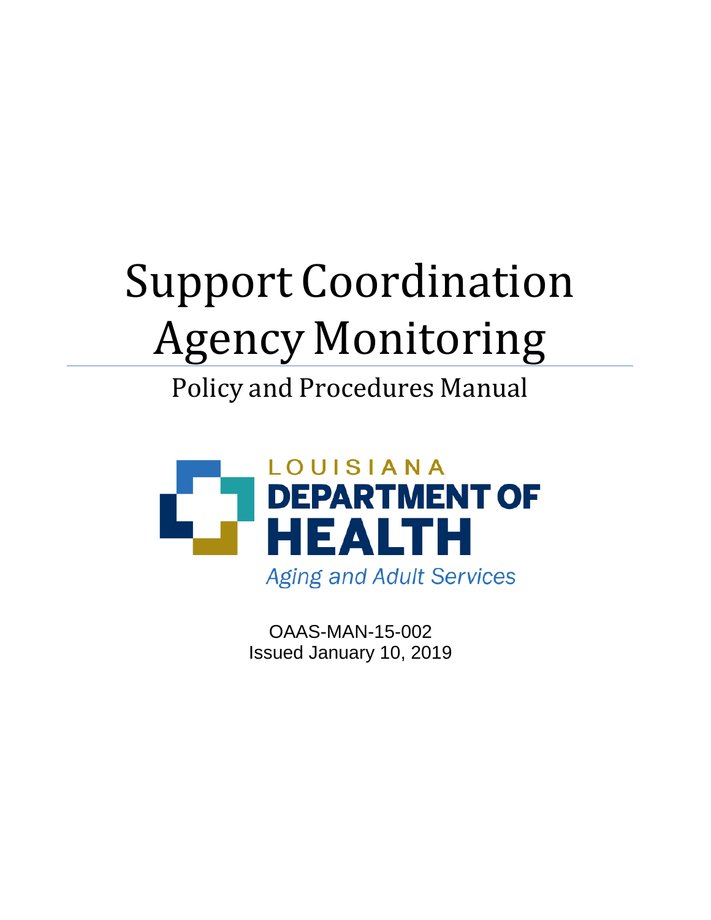# Support Coordination Agency Monitoring

## Policy and Procedures Manual

LOUISIANA
DEPARTMENT OF
HEALTH
*Aging and Adult Services*

OAAS-MAN-15-002
Issued January 10, 2019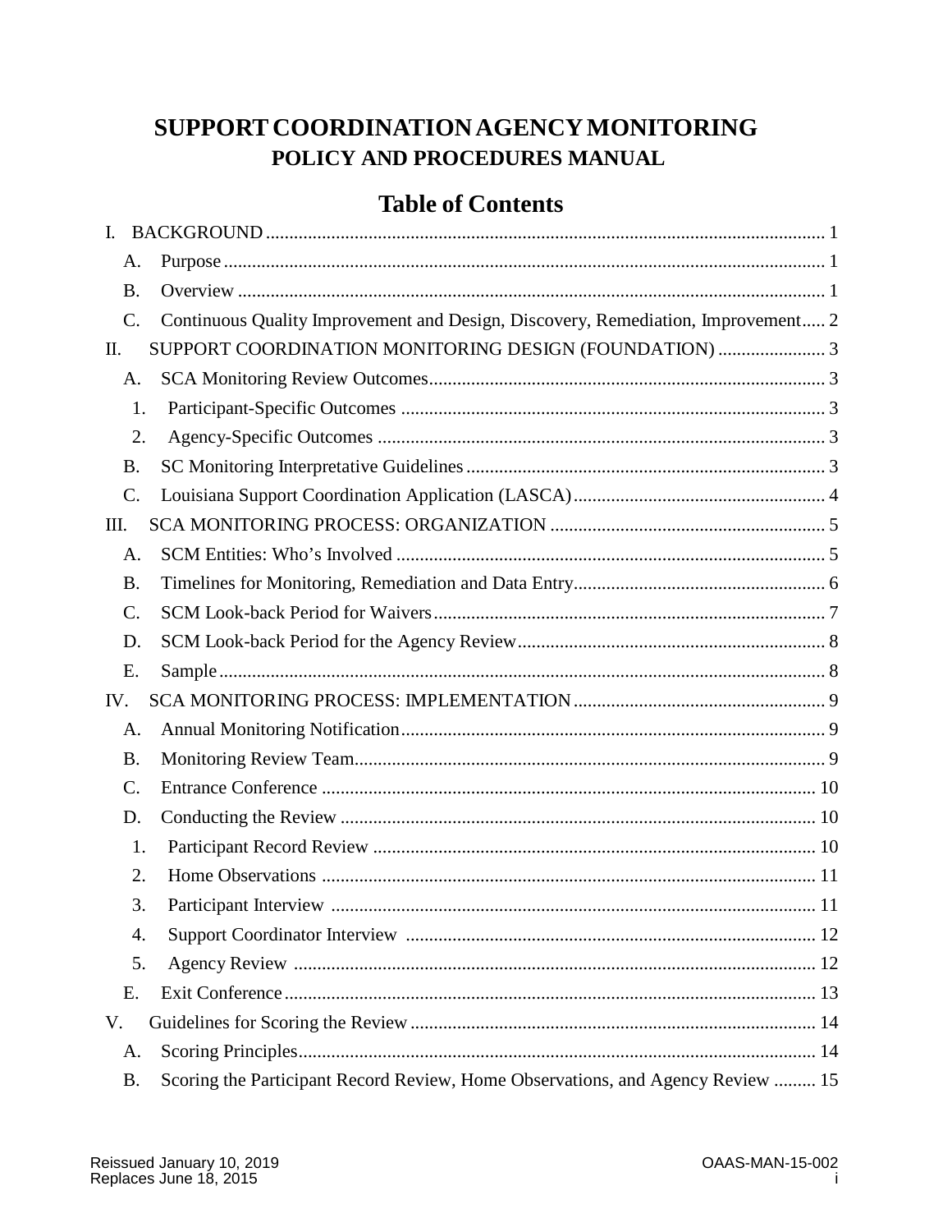# SUPPORT COORDINATION AGENCY MONITORING
## POLICY AND PROCEDURES MANUAL

## Table of Contents

- I. BACKGROUND ............ 1
  - A. Purpose ............ 1
  - B. Overview ............ 1
  - C. Continuous Quality Improvement and Design, Discovery, Remediation, Improvement ..... 2
- II. SUPPORT COORDINATION MONITORING DESIGN (FOUNDATION) ............ 3
  - A. SCA Monitoring Review Outcomes ............ 3
    - 1. Participant-Specific Outcomes ............ 3
    - 2. Agency-Specific Outcomes ............ 3
  - B. SC Monitoring Interpretative Guidelines ............ 3
  - C. Louisiana Support Coordination Application (LASCA) ............ 4
- III. SCA MONITORING PROCESS: ORGANIZATION ............ 5
  - A. SCM Entities: Who's Involved ............ 5
  - B. Timelines for Monitoring, Remediation and Data Entry ............ 6
  - C. SCM Look-back Period for Waivers ............ 7
  - D. SCM Look-back Period for the Agency Review ............ 8
  - E. Sample ............ 8
- IV. SCA MONITORING PROCESS: IMPLEMENTATION ............ 9
  - A. Annual Monitoring Notification ............ 9
  - B. Monitoring Review Team ............ 9
  - C. Entrance Conference ............ 10
  - D. Conducting the Review ............ 10
    - 1. Participant Record Review ............ 10
    - 2. Home Observations ............ 11
    - 3. Participant Interview ............ 11
    - 4. Support Coordinator Interview ............ 12
    - 5. Agency Review ............ 12
  - E. Exit Conference ............ 13
- V. Guidelines for Scoring the Review ............ 14
  - A. Scoring Principles ............ 14
  - B. Scoring the Participant Record Review, Home Observations, and Agency Review ......... 15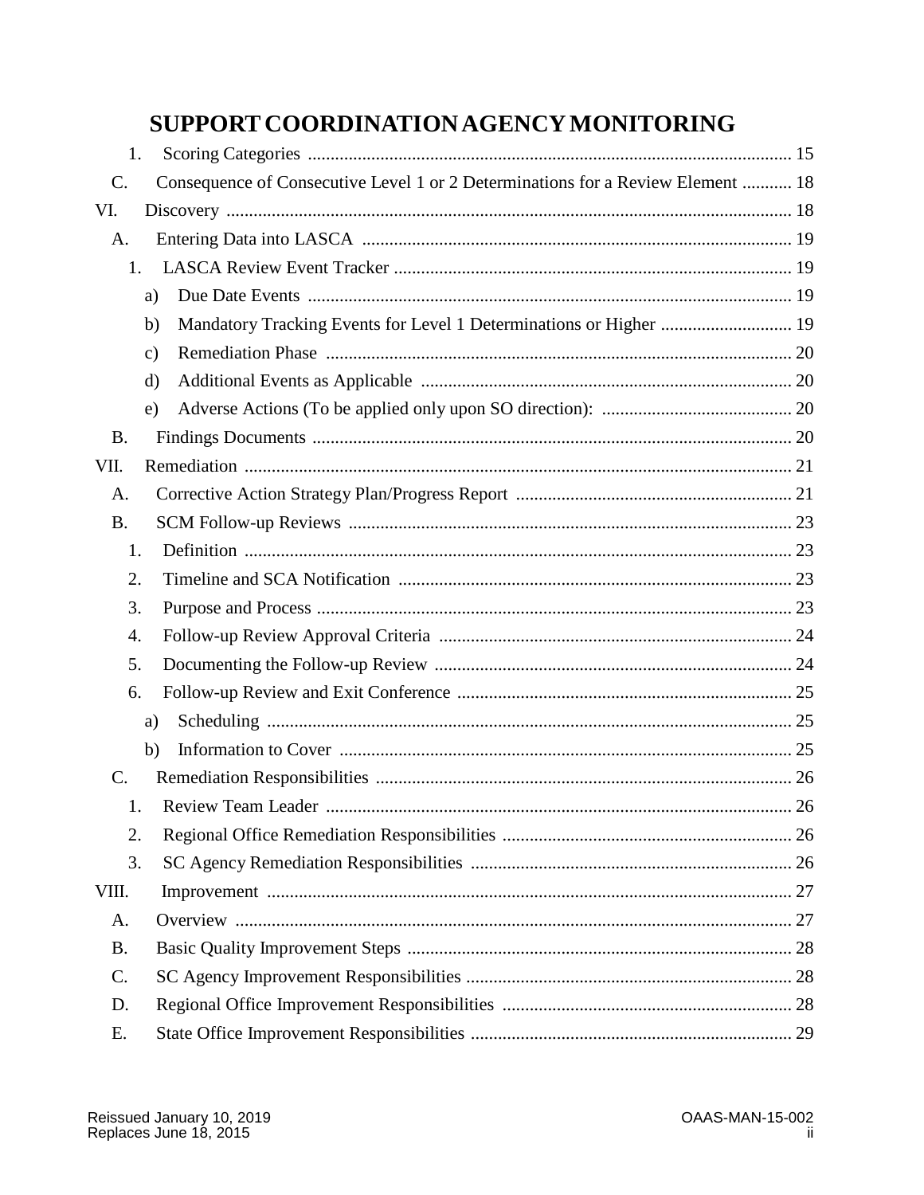# SUPPORT COORDINATION AGENCY MONITORING

1. Scoring Categories .......... 15

C. Consequence of Consecutive Level 1 or 2 Determinations for a Review Element .......... 18

VI. Discovery .......... 18

A. Entering Data into LASCA .......... 19

1. LASCA Review Event Tracker .......... 19

a) Due Date Events .......... 19

b) Mandatory Tracking Events for Level 1 Determinations or Higher .......... 19

c) Remediation Phase .......... 20

d) Additional Events as Applicable .......... 20

e) Adverse Actions (To be applied only upon SO direction): .......... 20

B. Findings Documents .......... 20

VII. Remediation .......... 21

A. Corrective Action Strategy Plan/Progress Report .......... 21

B. SCM Follow-up Reviews .......... 23

1. Definition .......... 23
2. Timeline and SCA Notification .......... 23
3. Purpose and Process .......... 23
4. Follow-up Review Approval Criteria .......... 24
5. Documenting the Follow-up Review .......... 24
6. Follow-up Review and Exit Conference .......... 25

a) Scheduling .......... 25

b) Information to Cover .......... 25

C. Remediation Responsibilities .......... 26

1. Review Team Leader .......... 26
2. Regional Office Remediation Responsibilities .......... 26
3. SC Agency Remediation Responsibilities .......... 26

VIII. Improvement .......... 27

A. Overview .......... 27

B. Basic Quality Improvement Steps .......... 28

C. SC Agency Improvement Responsibilities .......... 28

D. Regional Office Improvement Responsibilities .......... 28

E. State Office Improvement Responsibilities .......... 29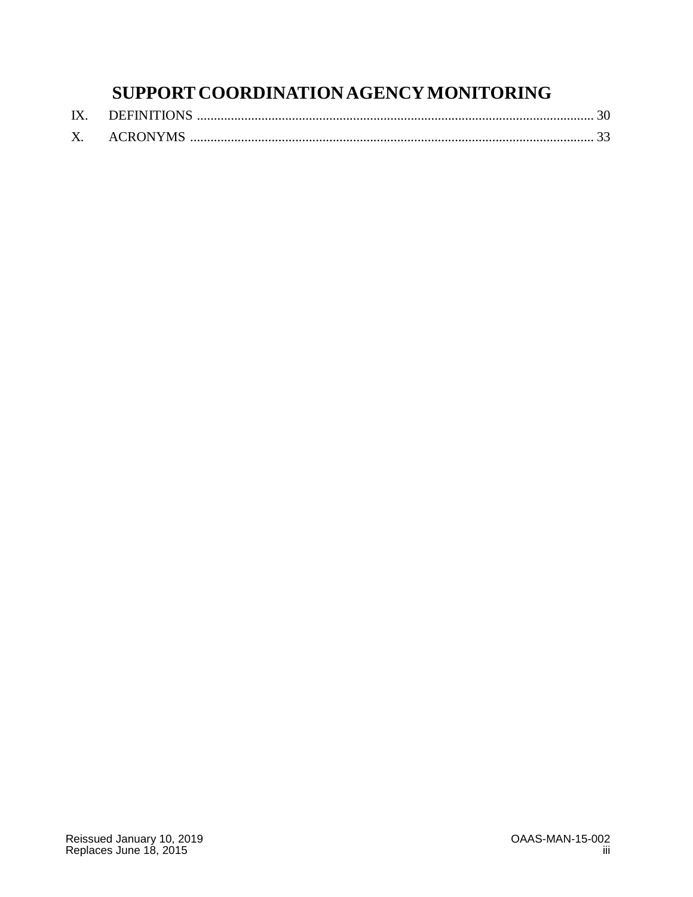# SUPPORT COORDINATION AGENCY MONITORING

IX. DEFINITIONS ..................................................................................................................... 30

X. ACRONYMS ....................................................................................................................... 33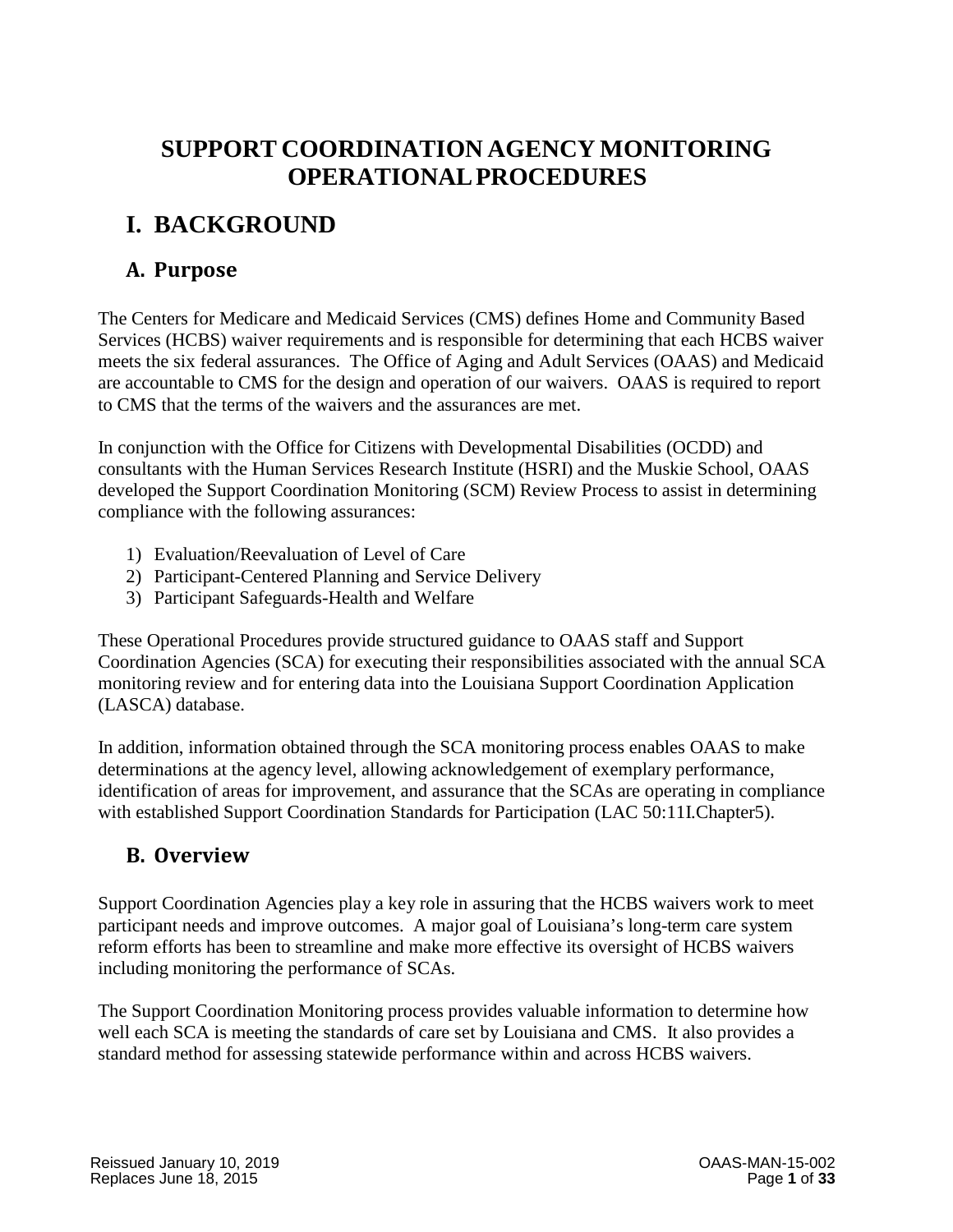# SUPPORT COORDINATION AGENCY MONITORING OPERATIONAL PROCEDURES

# I. BACKGROUND

## A. Purpose

The Centers for Medicare and Medicaid Services (CMS) defines Home and Community Based Services (HCBS) waiver requirements and is responsible for determining that each HCBS waiver meets the six federal assurances. The Office of Aging and Adult Services (OAAS) and Medicaid are accountable to CMS for the design and operation of our waivers. OAAS is required to report to CMS that the terms of the waivers and the assurances are met.

In conjunction with the Office for Citizens with Developmental Disabilities (OCDD) and consultants with the Human Services Research Institute (HSRI) and the Muskie School, OAAS developed the Support Coordination Monitoring (SCM) Review Process to assist in determining compliance with the following assurances:

1) Evaluation/Reevaluation of Level of Care
2) Participant-Centered Planning and Service Delivery
3) Participant Safeguards-Health and Welfare

These Operational Procedures provide structured guidance to OAAS staff and Support Coordination Agencies (SCA) for executing their responsibilities associated with the annual SCA monitoring review and for entering data into the Louisiana Support Coordination Application (LASCA) database.

In addition, information obtained through the SCA monitoring process enables OAAS to make determinations at the agency level, allowing acknowledgement of exemplary performance, identification of areas for improvement, and assurance that the SCAs are operating in compliance with established Support Coordination Standards for Participation (LAC 50:11I.Chapter5).

## B. Overview

Support Coordination Agencies play a key role in assuring that the HCBS waivers work to meet participant needs and improve outcomes. A major goal of Louisiana's long-term care system reform efforts has been to streamline and make more effective its oversight of HCBS waivers including monitoring the performance of SCAs.

The Support Coordination Monitoring process provides valuable information to determine how well each SCA is meeting the standards of care set by Louisiana and CMS. It also provides a standard method for assessing statewide performance within and across HCBS waivers.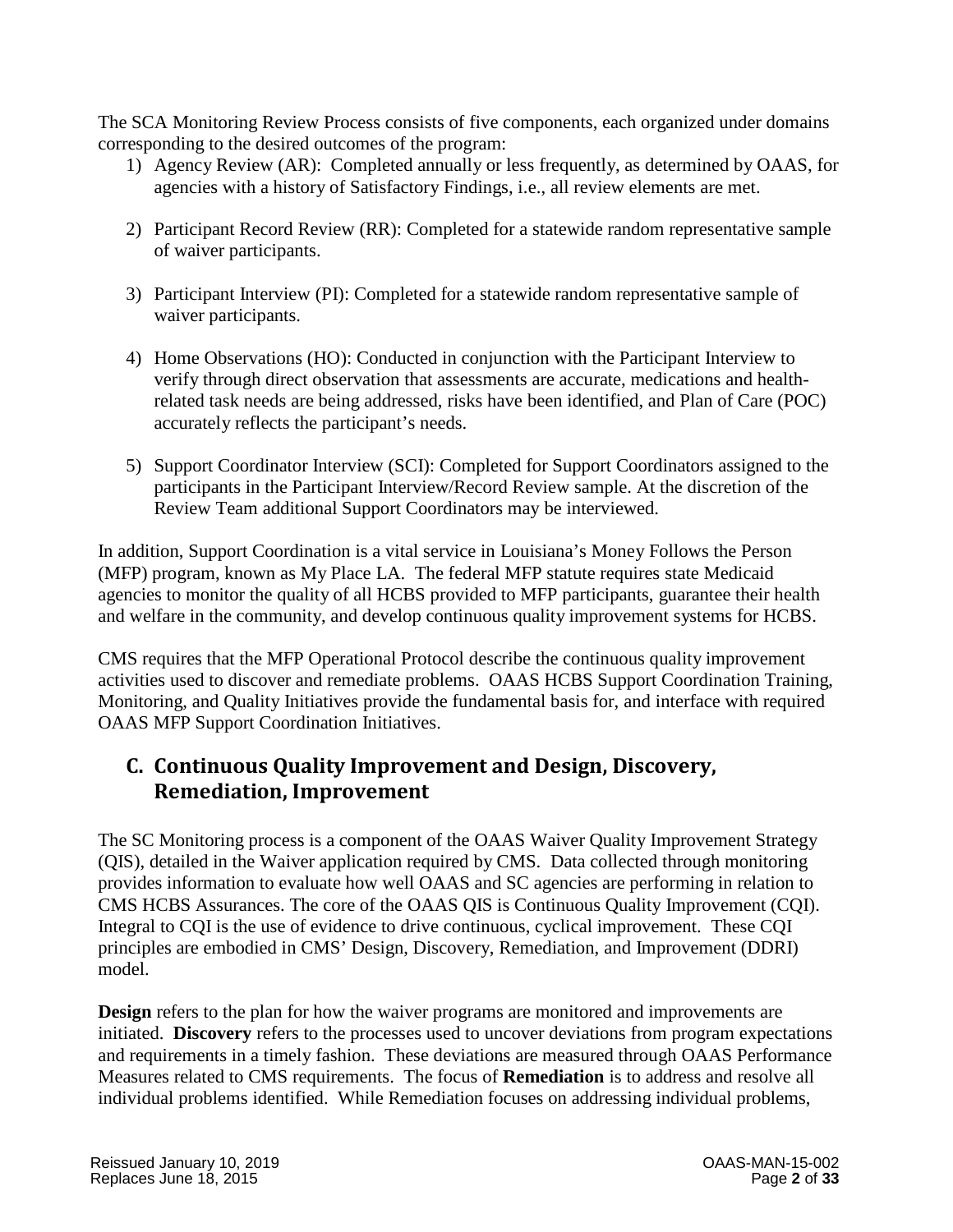The SCA Monitoring Review Process consists of five components, each organized under domains corresponding to the desired outcomes of the program:

1) Agency Review (AR): Completed annually or less frequently, as determined by OAAS, for agencies with a history of Satisfactory Findings, i.e., all review elements are met.

2) Participant Record Review (RR): Completed for a statewide random representative sample of waiver participants.

3) Participant Interview (PI): Completed for a statewide random representative sample of waiver participants.

4) Home Observations (HO): Conducted in conjunction with the Participant Interview to verify through direct observation that assessments are accurate, medications and health-related task needs are being addressed, risks have been identified, and Plan of Care (POC) accurately reflects the participant's needs.

5) Support Coordinator Interview (SCI): Completed for Support Coordinators assigned to the participants in the Participant Interview/Record Review sample. At the discretion of the Review Team additional Support Coordinators may be interviewed.

In addition, Support Coordination is a vital service in Louisiana's Money Follows the Person (MFP) program, known as My Place LA. The federal MFP statute requires state Medicaid agencies to monitor the quality of all HCBS provided to MFP participants, guarantee their health and welfare in the community, and develop continuous quality improvement systems for HCBS.

CMS requires that the MFP Operational Protocol describe the continuous quality improvement activities used to discover and remediate problems. OAAS HCBS Support Coordination Training, Monitoring, and Quality Initiatives provide the fundamental basis for, and interface with required OAAS MFP Support Coordination Initiatives.

## C. Continuous Quality Improvement and Design, Discovery, Remediation, Improvement

The SC Monitoring process is a component of the OAAS Waiver Quality Improvement Strategy (QIS), detailed in the Waiver application required by CMS. Data collected through monitoring provides information to evaluate how well OAAS and SC agencies are performing in relation to CMS HCBS Assurances. The core of the OAAS QIS is Continuous Quality Improvement (CQI). Integral to CQI is the use of evidence to drive continuous, cyclical improvement. These CQI principles are embodied in CMS' Design, Discovery, Remediation, and Improvement (DDRI) model.

**Design** refers to the plan for how the waiver programs are monitored and improvements are initiated. **Discovery** refers to the processes used to uncover deviations from program expectations and requirements in a timely fashion. These deviations are measured through OAAS Performance Measures related to CMS requirements. The focus of **Remediation** is to address and resolve all individual problems identified. While Remediation focuses on addressing individual problems,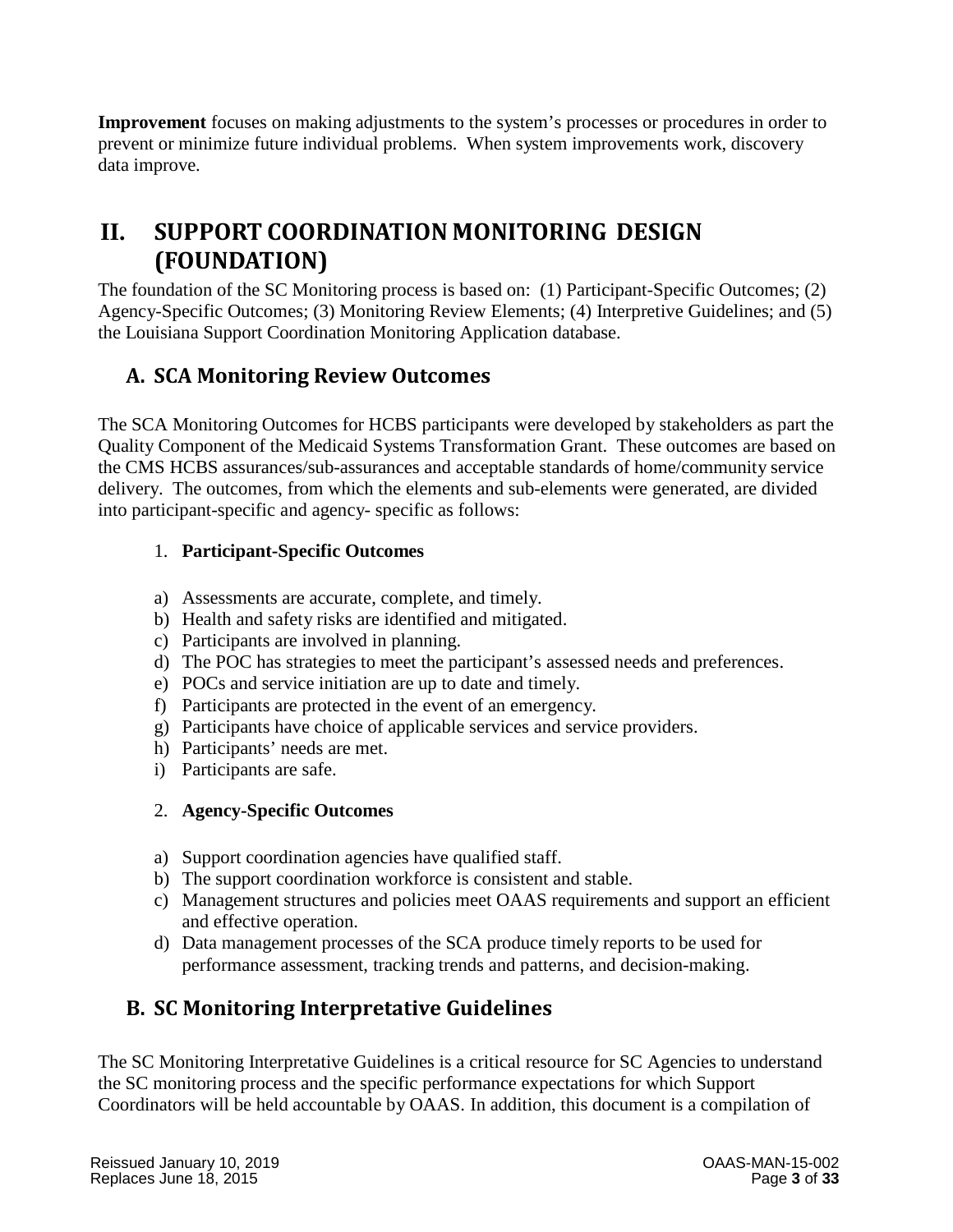**Improvement** focuses on making adjustments to the system's processes or procedures in order to prevent or minimize future individual problems. When system improvements work, discovery data improve.

# II. SUPPORT COORDINATION MONITORING DESIGN (FOUNDATION)

The foundation of the SC Monitoring process is based on: (1) Participant-Specific Outcomes; (2) Agency-Specific Outcomes; (3) Monitoring Review Elements; (4) Interpretive Guidelines; and (5) the Louisiana Support Coordination Monitoring Application database.

## A. SCA Monitoring Review Outcomes

The SCA Monitoring Outcomes for HCBS participants were developed by stakeholders as part the Quality Component of the Medicaid Systems Transformation Grant. These outcomes are based on the CMS HCBS assurances/sub-assurances and acceptable standards of home/community service delivery. The outcomes, from which the elements and sub-elements were generated, are divided into participant-specific and agency- specific as follows:

1. **Participant-Specific Outcomes**

a) Assessments are accurate, complete, and timely.
b) Health and safety risks are identified and mitigated.
c) Participants are involved in planning.
d) The POC has strategies to meet the participant's assessed needs and preferences.
e) POCs and service initiation are up to date and timely.
f) Participants are protected in the event of an emergency.
g) Participants have choice of applicable services and service providers.
h) Participants' needs are met.
i) Participants are safe.

2. **Agency-Specific Outcomes**

a) Support coordination agencies have qualified staff.
b) The support coordination workforce is consistent and stable.
c) Management structures and policies meet OAAS requirements and support an efficient and effective operation.
d) Data management processes of the SCA produce timely reports to be used for performance assessment, tracking trends and patterns, and decision-making.

## B. SC Monitoring Interpretative Guidelines

The SC Monitoring Interpretative Guidelines is a critical resource for SC Agencies to understand the SC monitoring process and the specific performance expectations for which Support Coordinators will be held accountable by OAAS. In addition, this document is a compilation of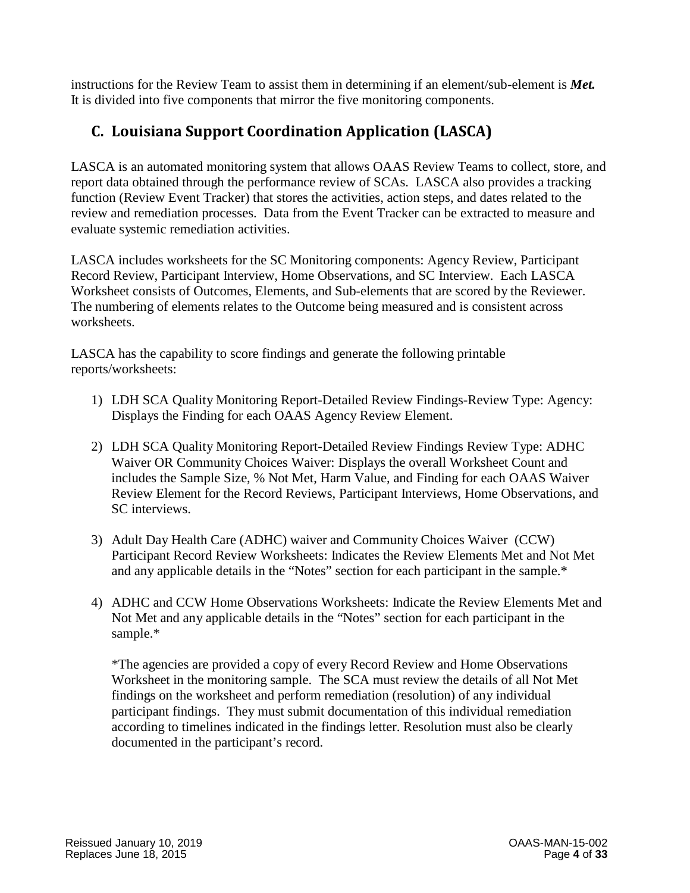instructions for the Review Team to assist them in determining if an element/sub-element is ***Met.*** It is divided into five components that mirror the five monitoring components.

## C. Louisiana Support Coordination Application (LASCA)

LASCA is an automated monitoring system that allows OAAS Review Teams to collect, store, and report data obtained through the performance review of SCAs. LASCA also provides a tracking function (Review Event Tracker) that stores the activities, action steps, and dates related to the review and remediation processes. Data from the Event Tracker can be extracted to measure and evaluate systemic remediation activities.

LASCA includes worksheets for the SC Monitoring components: Agency Review, Participant Record Review, Participant Interview, Home Observations, and SC Interview. Each LASCA Worksheet consists of Outcomes, Elements, and Sub-elements that are scored by the Reviewer. The numbering of elements relates to the Outcome being measured and is consistent across worksheets.

LASCA has the capability to score findings and generate the following printable reports/worksheets:

1) LDH SCA Quality Monitoring Report-Detailed Review Findings-Review Type: Agency: Displays the Finding for each OAAS Agency Review Element.

2) LDH SCA Quality Monitoring Report-Detailed Review Findings Review Type: ADHC Waiver OR Community Choices Waiver: Displays the overall Worksheet Count and includes the Sample Size, % Not Met, Harm Value, and Finding for each OAAS Waiver Review Element for the Record Reviews, Participant Interviews, Home Observations, and SC interviews.

3) Adult Day Health Care (ADHC) waiver and Community Choices Waiver (CCW) Participant Record Review Worksheets: Indicates the Review Elements Met and Not Met and any applicable details in the "Notes" section for each participant in the sample.*

4) ADHC and CCW Home Observations Worksheets: Indicate the Review Elements Met and Not Met and any applicable details in the "Notes" section for each participant in the sample.*

   *The agencies are provided a copy of every Record Review and Home Observations Worksheet in the monitoring sample. The SCA must review the details of all Not Met findings on the worksheet and perform remediation (resolution) of any individual participant findings. They must submit documentation of this individual remediation according to timelines indicated in the findings letter. Resolution must also be clearly documented in the participant's record.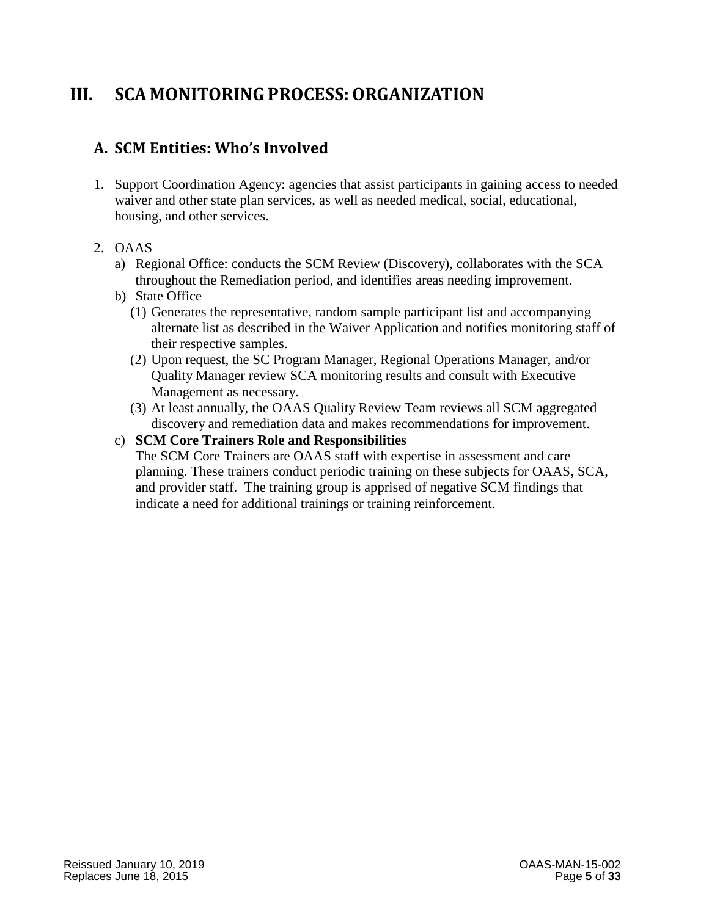# III. SCA MONITORING PROCESS: ORGANIZATION

## A. SCM Entities: Who's Involved

1. Support Coordination Agency: agencies that assist participants in gaining access to needed waiver and other state plan services, as well as needed medical, social, educational, housing, and other services.

2. OAAS
   a) Regional Office: conducts the SCM Review (Discovery), collaborates with the SCA throughout the Remediation period, and identifies areas needing improvement.
   b) State Office
      (1) Generates the representative, random sample participant list and accompanying alternate list as described in the Waiver Application and notifies monitoring staff of their respective samples.
      (2) Upon request, the SC Program Manager, Regional Operations Manager, and/or Quality Manager review SCA monitoring results and consult with Executive Management as necessary.
      (3) At least annually, the OAAS Quality Review Team reviews all SCM aggregated discovery and remediation data and makes recommendations for improvement.
   c) **SCM Core Trainers Role and Responsibilities**
      The SCM Core Trainers are OAAS staff with expertise in assessment and care planning. These trainers conduct periodic training on these subjects for OAAS, SCA, and provider staff. The training group is apprised of negative SCM findings that indicate a need for additional trainings or training reinforcement.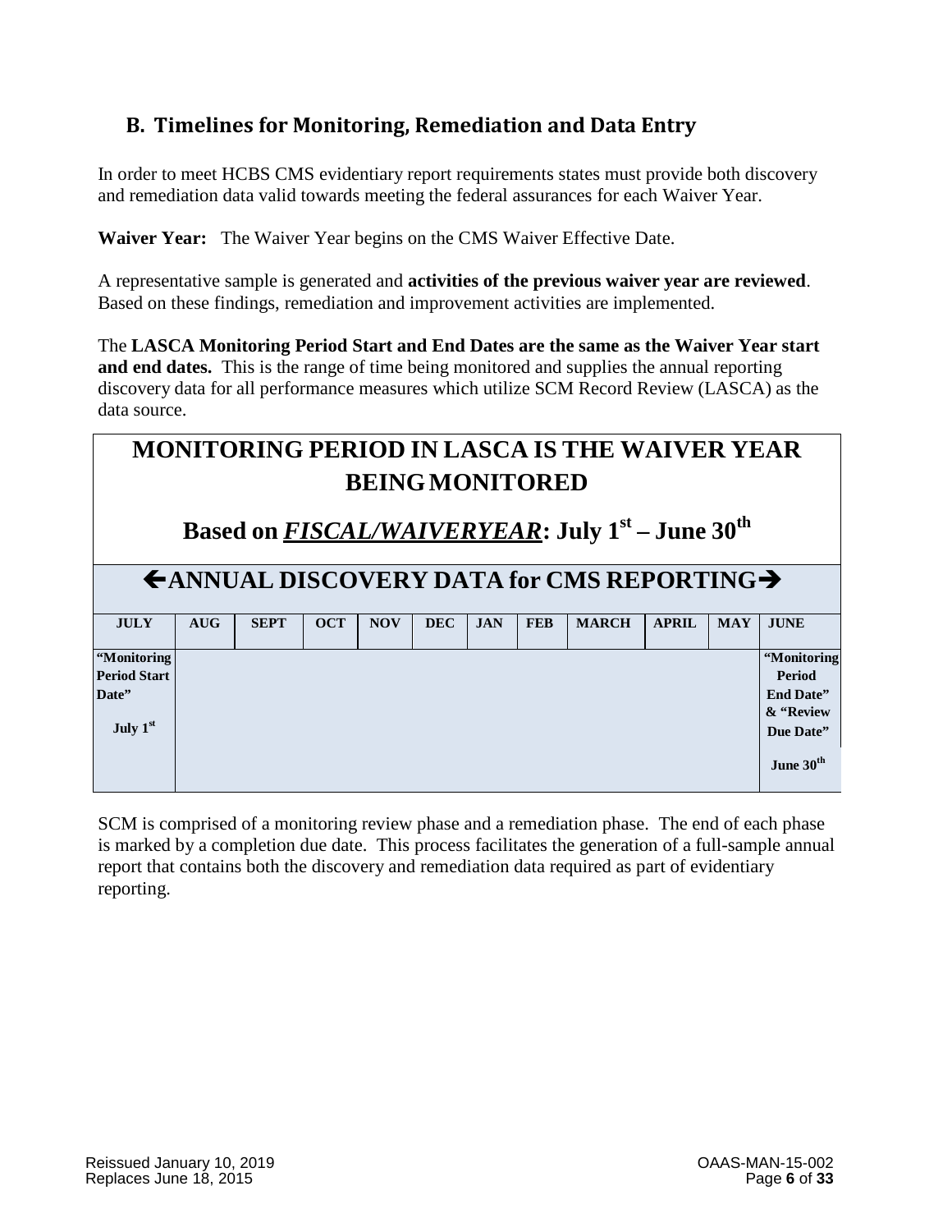## B. Timelines for Monitoring, Remediation and Data Entry

In order to meet HCBS CMS evidentiary report requirements states must provide both discovery and remediation data valid towards meeting the federal assurances for each Waiver Year.

**Waiver Year:** The Waiver Year begins on the CMS Waiver Effective Date.

A representative sample is generated and **activities of the previous waiver year are reviewed**. Based on these findings, remediation and improvement activities are implemented.

The **LASCA Monitoring Period Start and End Dates are the same as the Waiver Year start and end dates.** This is the range of time being monitored and supplies the annual reporting discovery data for all performance measures which utilize SCM Record Review (LASCA) as the data source.

| **MONITORING PERIOD IN LASCA IS THE WAIVER YEAR BEING MONITORED** <br> **Based on *FISCAL/WAIVERYEAR*: July 1st – June 30th** | | | | | | | | | | | |
|---|---|---|---|---|---|---|---|---|---|---|---|
| **←ANNUAL DISCOVERY DATA for CMS REPORTING→** | | | | | | | | | | | |
| **JULY** | **AUG** | **SEPT** | **OCT** | **NOV** | **DEC** | **JAN** | **FEB** | **MARCH** | **APRIL** | **MAY** | **JUNE** |
| **"Monitoring Period Start Date"** <br> **July 1st** | | | | | | | | | | | **"Monitoring Period End Date" & "Review Due Date"** <br> **June 30th** |

SCM is comprised of a monitoring review phase and a remediation phase. The end of each phase is marked by a completion due date. This process facilitates the generation of a full-sample annual report that contains both the discovery and remediation data required as part of evidentiary reporting.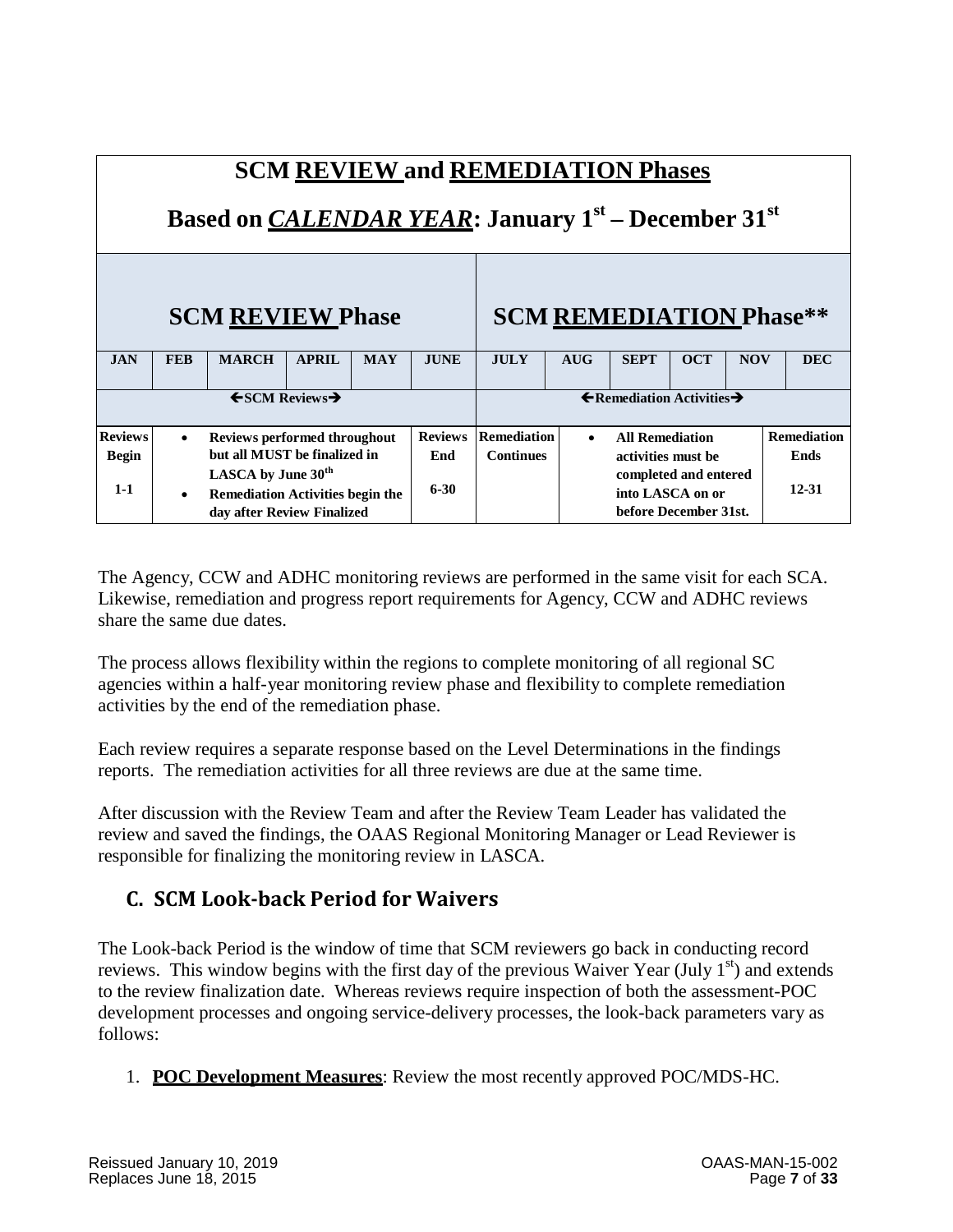| SCM **REVIEW** and **REMEDIATION** Phases<br>Based on ***CALENDAR YEAR***: January 1st – December 31st | | | | | | | | | | | |
|---|---|---|---|---|---|---|---|---|---|---|---|
| SCM **REVIEW** Phase | | | | | | SCM **REMEDIATION** Phase** | | | | | |
| **JAN** | **FEB** | **MARCH** | **APRIL** | **MAY** | **JUNE** | **JULY** | **AUG** | **SEPT** | **OCT** | **NOV** | **DEC** |
| ←SCM Reviews→ | | | | | | ←Remediation Activities→ | | | | | |
| **Reviews Begin**<br>**1-1** | • **Reviews performed throughout but all MUST be finalized in LASCA by June 30th**<br>• **Remediation Activities begin the day after Review Finalized** | | | | **Reviews End**<br>**6-30** | **Remediation Continues** | • **All Remediation activities must be completed and entered into LASCA on or before December 31st.** | | | | **Remediation Ends**<br>**12-31** |

The Agency, CCW and ADHC monitoring reviews are performed in the same visit for each SCA. Likewise, remediation and progress report requirements for Agency, CCW and ADHC reviews share the same due dates.

The process allows flexibility within the regions to complete monitoring of all regional SC agencies within a half-year monitoring review phase and flexibility to complete remediation activities by the end of the remediation phase.

Each review requires a separate response based on the Level Determinations in the findings reports. The remediation activities for all three reviews are due at the same time.

After discussion with the Review Team and after the Review Team Leader has validated the review and saved the findings, the OAAS Regional Monitoring Manager or Lead Reviewer is responsible for finalizing the monitoring review in LASCA.

## C. SCM Look-back Period for Waivers

The Look-back Period is the window of time that SCM reviewers go back in conducting record reviews. This window begins with the first day of the previous Waiver Year (July 1st) and extends to the review finalization date. Whereas reviews require inspection of both the assessment-POC development processes and ongoing service-delivery processes, the look-back parameters vary as follows:

1. **POC Development Measures**: Review the most recently approved POC/MDS-HC.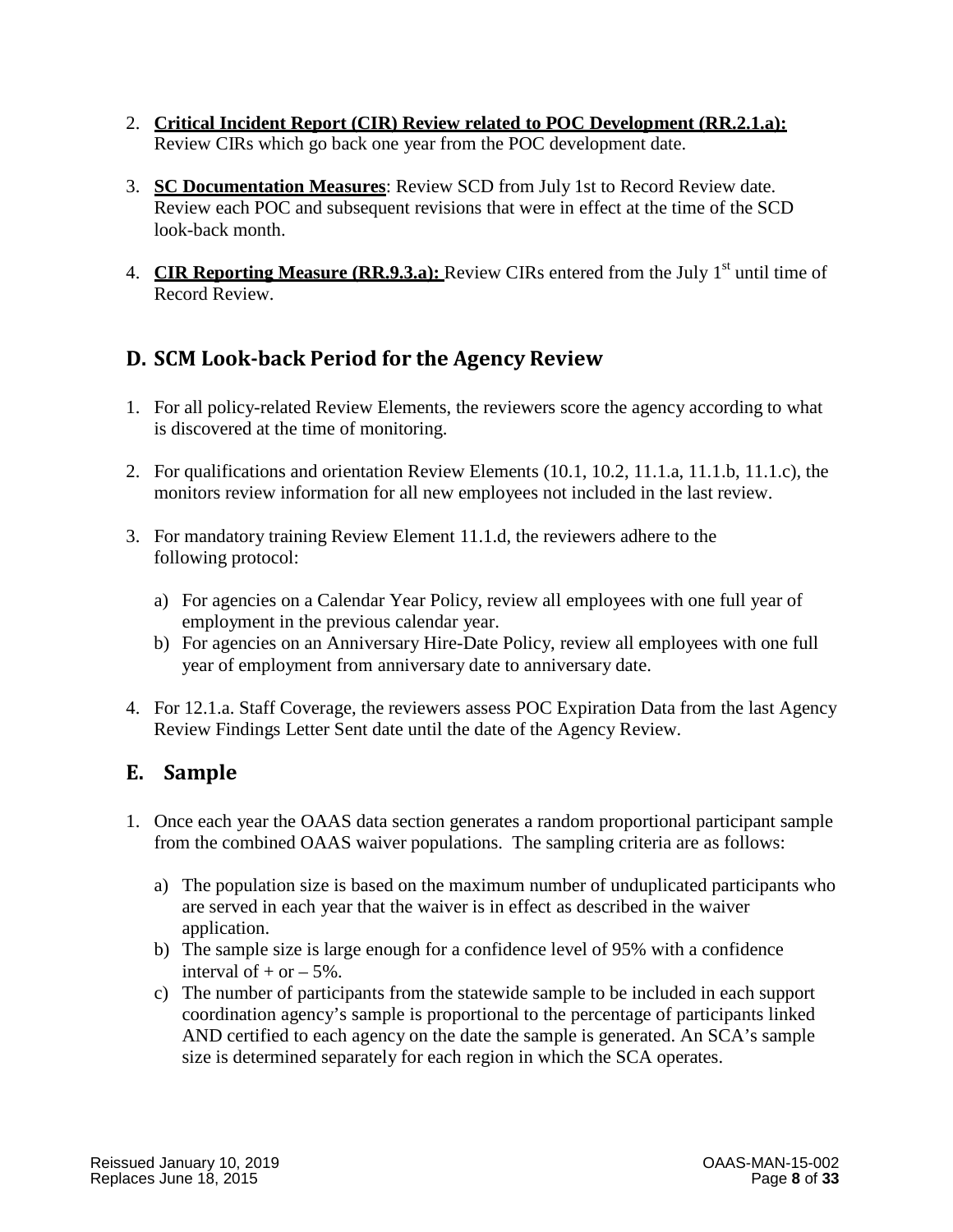2. **Critical Incident Report (CIR) Review related to POC Development (RR.2.1.a):** Review CIRs which go back one year from the POC development date.

3. **SC Documentation Measures**: Review SCD from July 1st to Record Review date. Review each POC and subsequent revisions that were in effect at the time of the SCD look-back month.

4. **CIR Reporting Measure (RR.9.3.a):** Review CIRs entered from the July 1st until time of Record Review.

## D. SCM Look-back Period for the Agency Review

1. For all policy-related Review Elements, the reviewers score the agency according to what is discovered at the time of monitoring.

2. For qualifications and orientation Review Elements (10.1, 10.2, 11.1.a, 11.1.b, 11.1.c), the monitors review information for all new employees not included in the last review.

3. For mandatory training Review Element 11.1.d, the reviewers adhere to the following protocol:

   a) For agencies on a Calendar Year Policy, review all employees with one full year of employment in the previous calendar year.
   b) For agencies on an Anniversary Hire-Date Policy, review all employees with one full year of employment from anniversary date to anniversary date.

4. For 12.1.a. Staff Coverage, the reviewers assess POC Expiration Data from the last Agency Review Findings Letter Sent date until the date of the Agency Review.

## E. Sample

1. Once each year the OAAS data section generates a random proportional participant sample from the combined OAAS waiver populations. The sampling criteria are as follows:

   a) The population size is based on the maximum number of unduplicated participants who are served in each year that the waiver is in effect as described in the waiver application.
   b) The sample size is large enough for a confidence level of 95% with a confidence interval of + or – 5%.
   c) The number of participants from the statewide sample to be included in each support coordination agency's sample is proportional to the percentage of participants linked AND certified to each agency on the date the sample is generated. An SCA's sample size is determined separately for each region in which the SCA operates.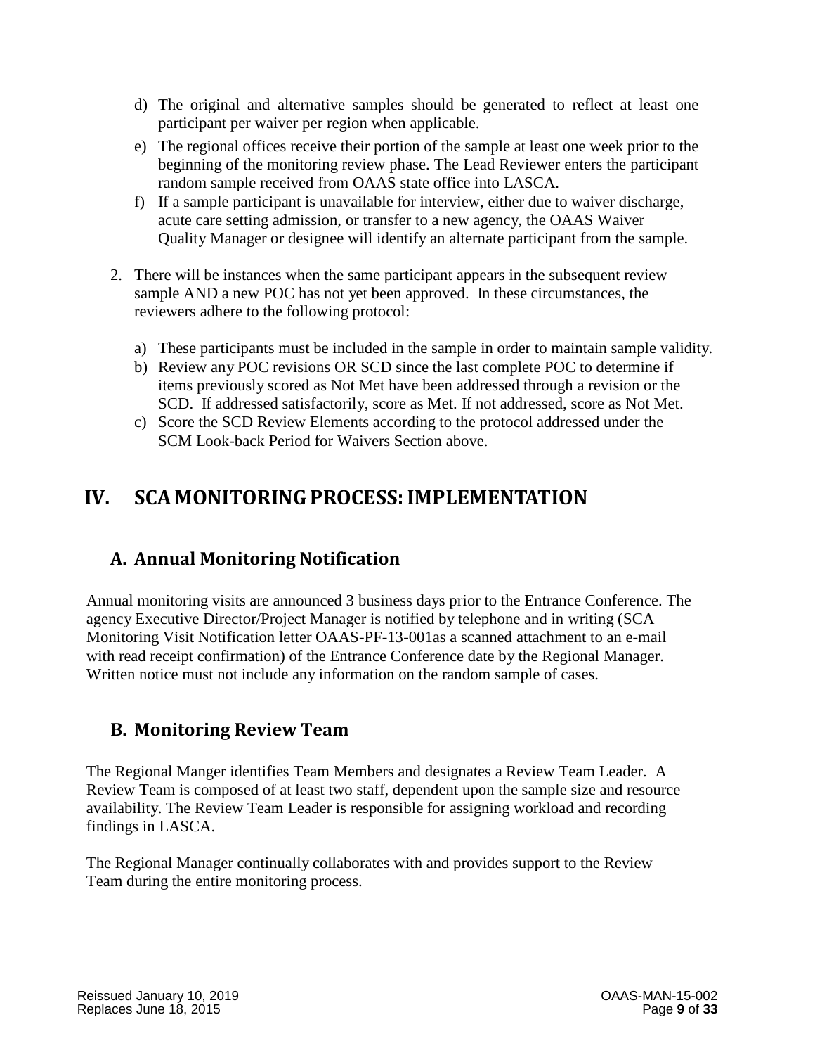d) The original and alternative samples should be generated to reflect at least one participant per waiver per region when applicable.
e) The regional offices receive their portion of the sample at least one week prior to the beginning of the monitoring review phase. The Lead Reviewer enters the participant random sample received from OAAS state office into LASCA.
f) If a sample participant is unavailable for interview, either due to waiver discharge, acute care setting admission, or transfer to a new agency, the OAAS Waiver Quality Manager or designee will identify an alternate participant from the sample.

2. There will be instances when the same participant appears in the subsequent review sample AND a new POC has not yet been approved. In these circumstances, the reviewers adhere to the following protocol:

   a) These participants must be included in the sample in order to maintain sample validity.
   b) Review any POC revisions OR SCD since the last complete POC to determine if items previously scored as Not Met have been addressed through a revision or the SCD. If addressed satisfactorily, score as Met. If not addressed, score as Not Met.
   c) Score the SCD Review Elements according to the protocol addressed under the SCM Look-back Period for Waivers Section above.

# IV. SCA MONITORING PROCESS: IMPLEMENTATION

## A. Annual Monitoring Notification

Annual monitoring visits are announced 3 business days prior to the Entrance Conference. The agency Executive Director/Project Manager is notified by telephone and in writing (SCA Monitoring Visit Notification letter OAAS-PF-13-001as a scanned attachment to an e-mail with read receipt confirmation) of the Entrance Conference date by the Regional Manager. Written notice must not include any information on the random sample of cases.

## B. Monitoring Review Team

The Regional Manger identifies Team Members and designates a Review Team Leader. A Review Team is composed of at least two staff, dependent upon the sample size and resource availability. The Review Team Leader is responsible for assigning workload and recording findings in LASCA.

The Regional Manager continually collaborates with and provides support to the Review Team during the entire monitoring process.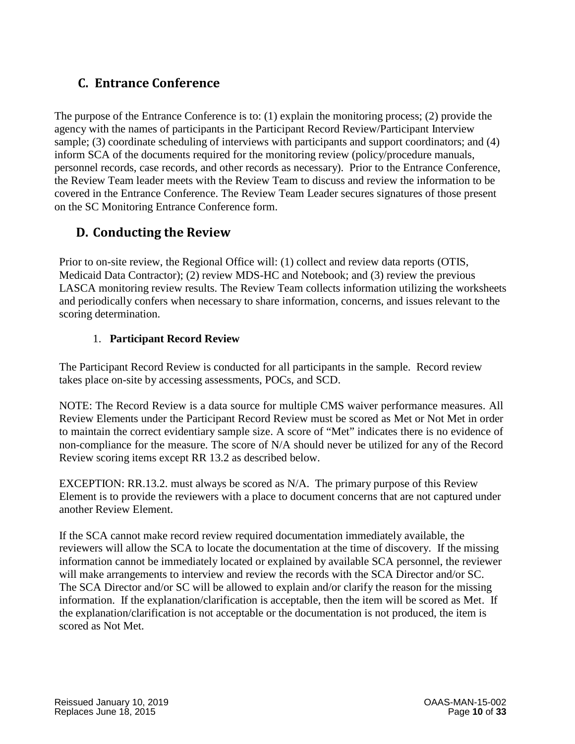## C. Entrance Conference

The purpose of the Entrance Conference is to: (1) explain the monitoring process; (2) provide the agency with the names of participants in the Participant Record Review/Participant Interview sample; (3) coordinate scheduling of interviews with participants and support coordinators; and (4) inform SCA of the documents required for the monitoring review (policy/procedure manuals, personnel records, case records, and other records as necessary). Prior to the Entrance Conference, the Review Team leader meets with the Review Team to discuss and review the information to be covered in the Entrance Conference. The Review Team Leader secures signatures of those present on the SC Monitoring Entrance Conference form.

## D. Conducting the Review

Prior to on-site review, the Regional Office will: (1) collect and review data reports (OTIS, Medicaid Data Contractor); (2) review MDS-HC and Notebook; and (3) review the previous LASCA monitoring review results. The Review Team collects information utilizing the worksheets and periodically confers when necessary to share information, concerns, and issues relevant to the scoring determination.

1. **Participant Record Review**

The Participant Record Review is conducted for all participants in the sample. Record review takes place on-site by accessing assessments, POCs, and SCD.

NOTE: The Record Review is a data source for multiple CMS waiver performance measures. All Review Elements under the Participant Record Review must be scored as Met or Not Met in order to maintain the correct evidentiary sample size. A score of "Met" indicates there is no evidence of non-compliance for the measure. The score of N/A should never be utilized for any of the Record Review scoring items except RR 13.2 as described below.

EXCEPTION: RR.13.2. must always be scored as N/A. The primary purpose of this Review Element is to provide the reviewers with a place to document concerns that are not captured under another Review Element.

If the SCA cannot make record review required documentation immediately available, the reviewers will allow the SCA to locate the documentation at the time of discovery. If the missing information cannot be immediately located or explained by available SCA personnel, the reviewer will make arrangements to interview and review the records with the SCA Director and/or SC. The SCA Director and/or SC will be allowed to explain and/or clarify the reason for the missing information. If the explanation/clarification is acceptable, then the item will be scored as Met. If the explanation/clarification is not acceptable or the documentation is not produced, the item is scored as Not Met.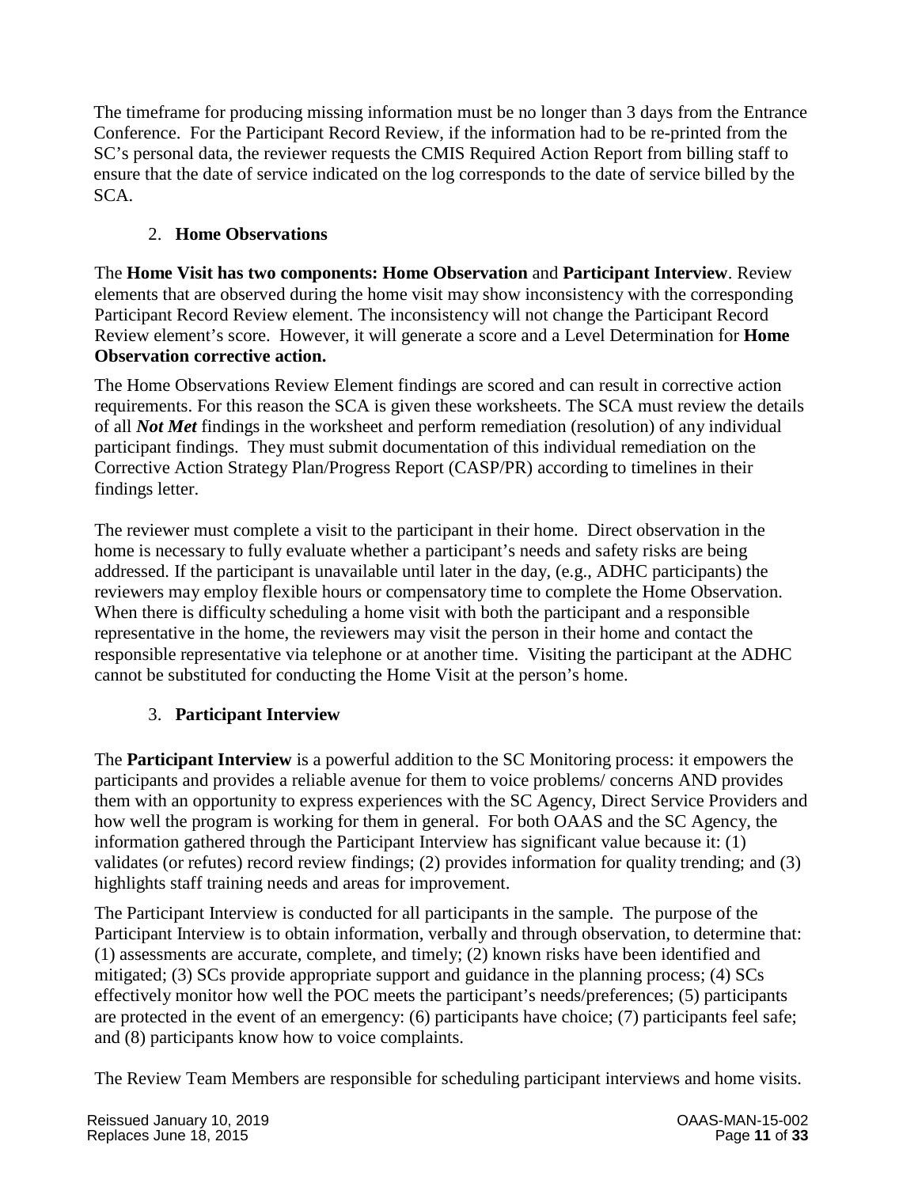The timeframe for producing missing information must be no longer than 3 days from the Entrance Conference. For the Participant Record Review, if the information had to be re-printed from the SC's personal data, the reviewer requests the CMIS Required Action Report from billing staff to ensure that the date of service indicated on the log corresponds to the date of service billed by the SCA.

2. **Home Observations**

The **Home Visit has two components: Home Observation** and **Participant Interview**. Review elements that are observed during the home visit may show inconsistency with the corresponding Participant Record Review element. The inconsistency will not change the Participant Record Review element's score. However, it will generate a score and a Level Determination for **Home Observation corrective action.**

The Home Observations Review Element findings are scored and can result in corrective action requirements. For this reason the SCA is given these worksheets. The SCA must review the details of all ***Not Met*** findings in the worksheet and perform remediation (resolution) of any individual participant findings. They must submit documentation of this individual remediation on the Corrective Action Strategy Plan/Progress Report (CASP/PR) according to timelines in their findings letter.

The reviewer must complete a visit to the participant in their home. Direct observation in the home is necessary to fully evaluate whether a participant's needs and safety risks are being addressed. If the participant is unavailable until later in the day, (e.g., ADHC participants) the reviewers may employ flexible hours or compensatory time to complete the Home Observation. When there is difficulty scheduling a home visit with both the participant and a responsible representative in the home, the reviewers may visit the person in their home and contact the responsible representative via telephone or at another time. Visiting the participant at the ADHC cannot be substituted for conducting the Home Visit at the person's home.

3. **Participant Interview**

The **Participant Interview** is a powerful addition to the SC Monitoring process: it empowers the participants and provides a reliable avenue for them to voice problems/ concerns AND provides them with an opportunity to express experiences with the SC Agency, Direct Service Providers and how well the program is working for them in general. For both OAAS and the SC Agency, the information gathered through the Participant Interview has significant value because it: (1) validates (or refutes) record review findings; (2) provides information for quality trending; and (3) highlights staff training needs and areas for improvement.

The Participant Interview is conducted for all participants in the sample. The purpose of the Participant Interview is to obtain information, verbally and through observation, to determine that: (1) assessments are accurate, complete, and timely; (2) known risks have been identified and mitigated; (3) SCs provide appropriate support and guidance in the planning process; (4) SCs effectively monitor how well the POC meets the participant's needs/preferences; (5) participants are protected in the event of an emergency: (6) participants have choice; (7) participants feel safe; and (8) participants know how to voice complaints.

The Review Team Members are responsible for scheduling participant interviews and home visits.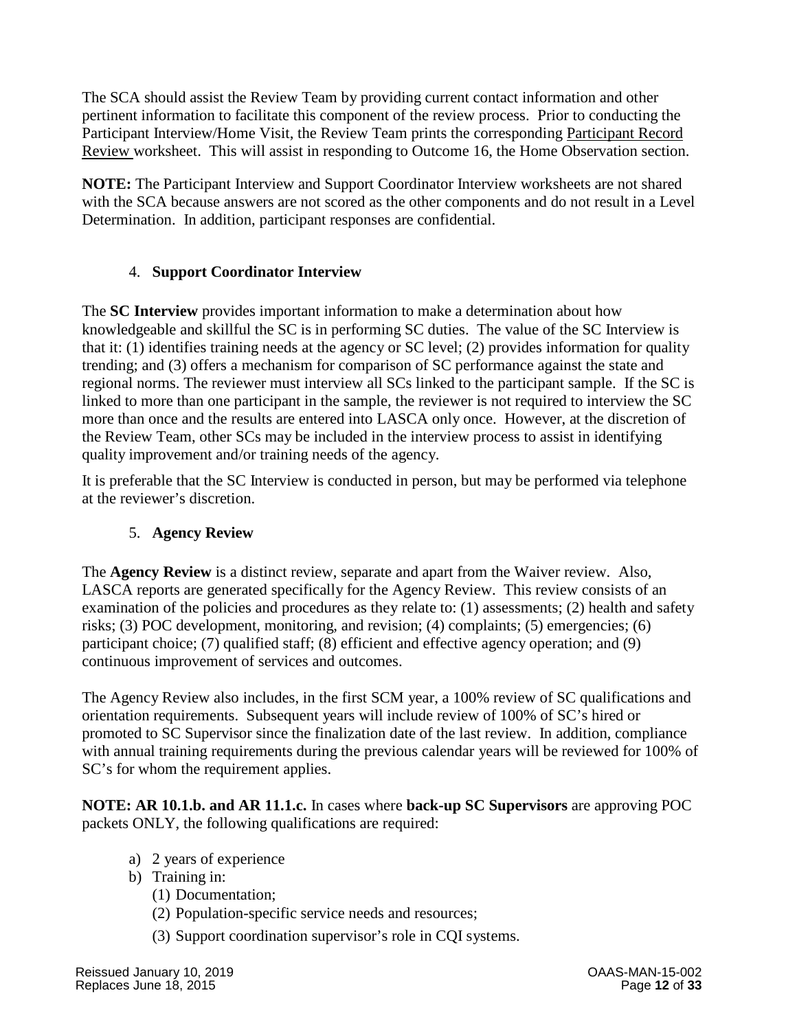The SCA should assist the Review Team by providing current contact information and other pertinent information to facilitate this component of the review process. Prior to conducting the Participant Interview/Home Visit, the Review Team prints the corresponding Participant Record Review worksheet. This will assist in responding to Outcome 16, the Home Observation section.

**NOTE:** The Participant Interview and Support Coordinator Interview worksheets are not shared with the SCA because answers are not scored as the other components and do not result in a Level Determination. In addition, participant responses are confidential.

4. **Support Coordinator Interview**

The **SC Interview** provides important information to make a determination about how knowledgeable and skillful the SC is in performing SC duties. The value of the SC Interview is that it: (1) identifies training needs at the agency or SC level; (2) provides information for quality trending; and (3) offers a mechanism for comparison of SC performance against the state and regional norms. The reviewer must interview all SCs linked to the participant sample. If the SC is linked to more than one participant in the sample, the reviewer is not required to interview the SC more than once and the results are entered into LASCA only once. However, at the discretion of the Review Team, other SCs may be included in the interview process to assist in identifying quality improvement and/or training needs of the agency.

It is preferable that the SC Interview is conducted in person, but may be performed via telephone at the reviewer's discretion.

5. **Agency Review**

The **Agency Review** is a distinct review, separate and apart from the Waiver review. Also, LASCA reports are generated specifically for the Agency Review. This review consists of an examination of the policies and procedures as they relate to: (1) assessments; (2) health and safety risks; (3) POC development, monitoring, and revision; (4) complaints; (5) emergencies; (6) participant choice; (7) qualified staff; (8) efficient and effective agency operation; and (9) continuous improvement of services and outcomes.

The Agency Review also includes, in the first SCM year, a 100% review of SC qualifications and orientation requirements. Subsequent years will include review of 100% of SC's hired or promoted to SC Supervisor since the finalization date of the last review. In addition, compliance with annual training requirements during the previous calendar years will be reviewed for 100% of SC's for whom the requirement applies.

**NOTE: AR 10.1.b. and AR 11.1.c.** In cases where **back-up SC Supervisors** are approving POC packets ONLY, the following qualifications are required:

a) 2 years of experience
b) Training in:
   (1) Documentation;
   (2) Population-specific service needs and resources;
   (3) Support coordination supervisor's role in CQI systems.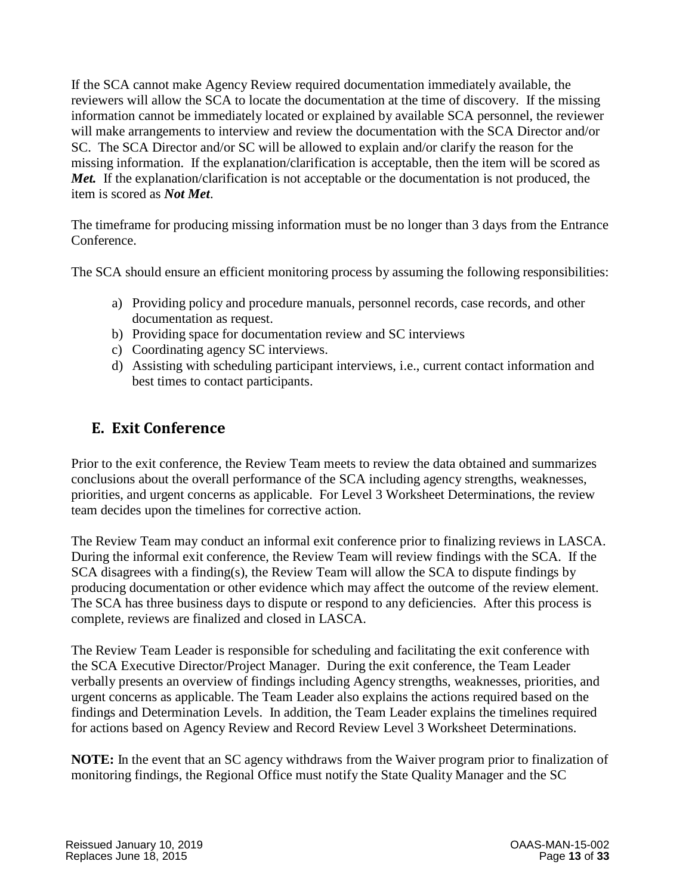If the SCA cannot make Agency Review required documentation immediately available, the reviewers will allow the SCA to locate the documentation at the time of discovery. If the missing information cannot be immediately located or explained by available SCA personnel, the reviewer will make arrangements to interview and review the documentation with the SCA Director and/or SC. The SCA Director and/or SC will be allowed to explain and/or clarify the reason for the missing information. If the explanation/clarification is acceptable, then the item will be scored as ***Met.*** If the explanation/clarification is not acceptable or the documentation is not produced, the item is scored as ***Not Met***.

The timeframe for producing missing information must be no longer than 3 days from the Entrance Conference.

The SCA should ensure an efficient monitoring process by assuming the following responsibilities:

a) Providing policy and procedure manuals, personnel records, case records, and other documentation as request.
b) Providing space for documentation review and SC interviews
c) Coordinating agency SC interviews.
d) Assisting with scheduling participant interviews, i.e., current contact information and best times to contact participants.

## E. Exit Conference

Prior to the exit conference, the Review Team meets to review the data obtained and summarizes conclusions about the overall performance of the SCA including agency strengths, weaknesses, priorities, and urgent concerns as applicable. For Level 3 Worksheet Determinations, the review team decides upon the timelines for corrective action.

The Review Team may conduct an informal exit conference prior to finalizing reviews in LASCA. During the informal exit conference, the Review Team will review findings with the SCA. If the SCA disagrees with a finding(s), the Review Team will allow the SCA to dispute findings by producing documentation or other evidence which may affect the outcome of the review element. The SCA has three business days to dispute or respond to any deficiencies. After this process is complete, reviews are finalized and closed in LASCA.

The Review Team Leader is responsible for scheduling and facilitating the exit conference with the SCA Executive Director/Project Manager. During the exit conference, the Team Leader verbally presents an overview of findings including Agency strengths, weaknesses, priorities, and urgent concerns as applicable. The Team Leader also explains the actions required based on the findings and Determination Levels. In addition, the Team Leader explains the timelines required for actions based on Agency Review and Record Review Level 3 Worksheet Determinations.

**NOTE:** In the event that an SC agency withdraws from the Waiver program prior to finalization of monitoring findings, the Regional Office must notify the State Quality Manager and the SC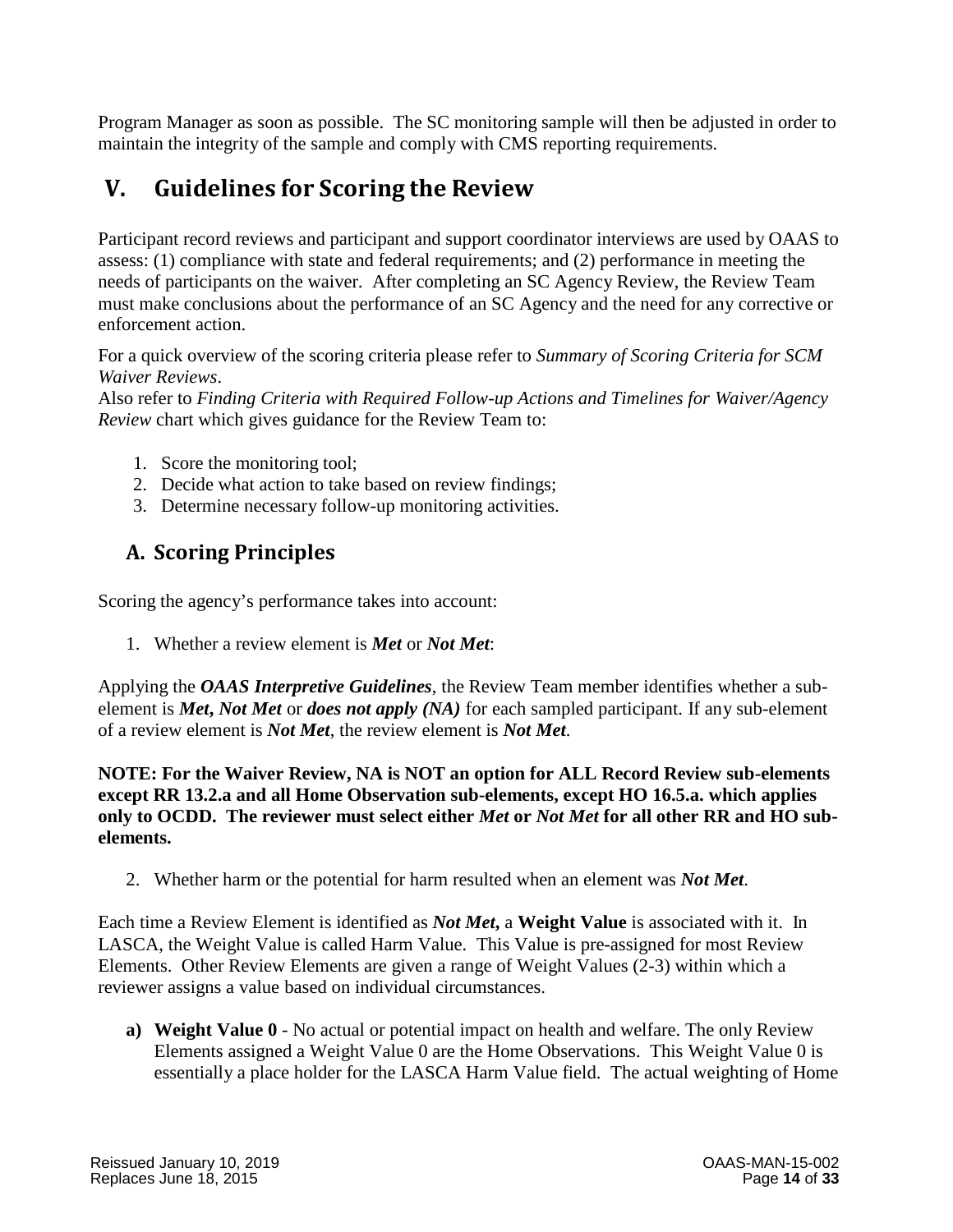Program Manager as soon as possible. The SC monitoring sample will then be adjusted in order to maintain the integrity of the sample and comply with CMS reporting requirements.

# V. Guidelines for Scoring the Review

Participant record reviews and participant and support coordinator interviews are used by OAAS to assess: (1) compliance with state and federal requirements; and (2) performance in meeting the needs of participants on the waiver. After completing an SC Agency Review, the Review Team must make conclusions about the performance of an SC Agency and the need for any corrective or enforcement action.

For a quick overview of the scoring criteria please refer to *Summary of Scoring Criteria for SCM Waiver Reviews*.

Also refer to *Finding Criteria with Required Follow-up Actions and Timelines for Waiver/Agency Review* chart which gives guidance for the Review Team to:

1. Score the monitoring tool;
2. Decide what action to take based on review findings;
3. Determine necessary follow-up monitoring activities.

## A. Scoring Principles

Scoring the agency's performance takes into account:

1. Whether a review element is ***Met*** or ***Not Met***:

Applying the ***OAAS Interpretive Guidelines***, the Review Team member identifies whether a sub-element is ***Met, Not Met*** or ***does not apply (NA)*** for each sampled participant. If any sub-element of a review element is ***Not Met***, the review element is ***Not Met***.

**NOTE: For the Waiver Review, NA is NOT an option for ALL Record Review sub-elements except RR 13.2.a and all Home Observation sub-elements, except HO 16.5.a. which applies only to OCDD. The reviewer must select either *Met* or *Not Met* for all other RR and HO sub-elements.**

2. Whether harm or the potential for harm resulted when an element was ***Not Met***.

Each time a Review Element is identified as ***Not Met***, a **Weight Value** is associated with it. In LASCA, the Weight Value is called Harm Value. This Value is pre-assigned for most Review Elements. Other Review Elements are given a range of Weight Values (2-3) within which a reviewer assigns a value based on individual circumstances.

a) **Weight Value 0** - No actual or potential impact on health and welfare. The only Review Elements assigned a Weight Value 0 are the Home Observations. This Weight Value 0 is essentially a place holder for the LASCA Harm Value field. The actual weighting of Home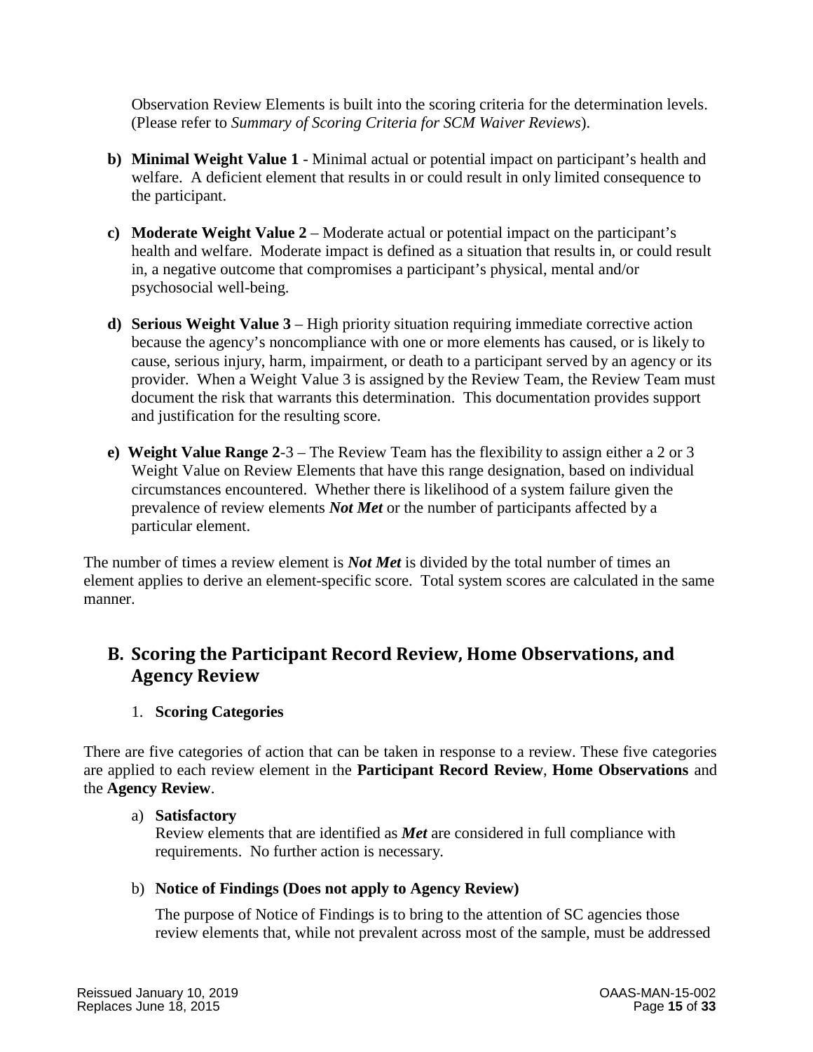Observation Review Elements is built into the scoring criteria for the determination levels. (Please refer to *Summary of Scoring Criteria for SCM Waiver Reviews*).

b) **Minimal Weight Value 1** - Minimal actual or potential impact on participant's health and welfare. A deficient element that results in or could result in only limited consequence to the participant.

c) **Moderate Weight Value 2** – Moderate actual or potential impact on the participant's health and welfare. Moderate impact is defined as a situation that results in, or could result in, a negative outcome that compromises a participant's physical, mental and/or psychosocial well-being.

d) **Serious Weight Value 3** – High priority situation requiring immediate corrective action because the agency's noncompliance with one or more elements has caused, or is likely to cause, serious injury, harm, impairment, or death to a participant served by an agency or its provider. When a Weight Value 3 is assigned by the Review Team, the Review Team must document the risk that warrants this determination. This documentation provides support and justification for the resulting score.

e) **Weight Value Range 2**-3 – The Review Team has the flexibility to assign either a 2 or 3 Weight Value on Review Elements that have this range designation, based on individual circumstances encountered. Whether there is likelihood of a system failure given the prevalence of review elements ***Not Met*** or the number of participants affected by a particular element.

The number of times a review element is ***Not Met*** is divided by the total number of times an element applies to derive an element-specific score. Total system scores are calculated in the same manner.

## B. Scoring the Participant Record Review, Home Observations, and Agency Review

1. **Scoring Categories**

There are five categories of action that can be taken in response to a review. These five categories are applied to each review element in the **Participant Record Review**, **Home Observations** and the **Agency Review**.

a) **Satisfactory**

Review elements that are identified as ***Met*** are considered in full compliance with requirements. No further action is necessary.

b) **Notice of Findings (Does not apply to Agency Review)**

The purpose of Notice of Findings is to bring to the attention of SC agencies those review elements that, while not prevalent across most of the sample, must be addressed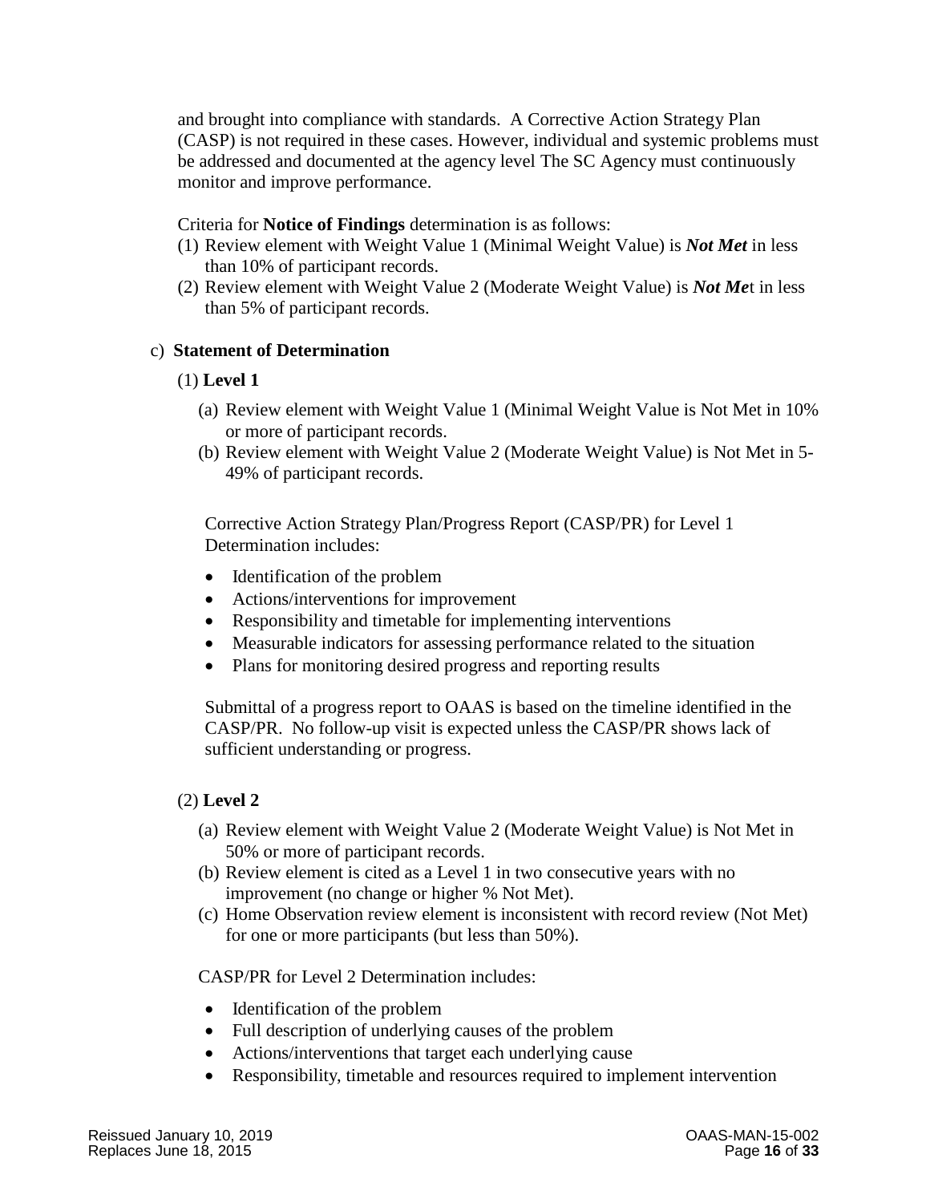and brought into compliance with standards. A Corrective Action Strategy Plan (CASP) is not required in these cases. However, individual and systemic problems must be addressed and documented at the agency level The SC Agency must continuously monitor and improve performance.

Criteria for **Notice of Findings** determination is as follows:

(1) Review element with Weight Value 1 (Minimal Weight Value) is ***Not Met*** in less than 10% of participant records.

(2) Review element with Weight Value 2 (Moderate Weight Value) is ***Not Me***t in less than 5% of participant records.

c) **Statement of Determination**

(1) **Level 1**

(a) Review element with Weight Value 1 (Minimal Weight Value is Not Met in 10% or more of participant records.

(b) Review element with Weight Value 2 (Moderate Weight Value) is Not Met in 5-49% of participant records.

Corrective Action Strategy Plan/Progress Report (CASP/PR) for Level 1 Determination includes:

- Identification of the problem
- Actions/interventions for improvement
- Responsibility and timetable for implementing interventions
- Measurable indicators for assessing performance related to the situation
- Plans for monitoring desired progress and reporting results

Submittal of a progress report to OAAS is based on the timeline identified in the CASP/PR. No follow-up visit is expected unless the CASP/PR shows lack of sufficient understanding or progress.

(2) **Level 2**

(a) Review element with Weight Value 2 (Moderate Weight Value) is Not Met in 50% or more of participant records.

(b) Review element is cited as a Level 1 in two consecutive years with no improvement (no change or higher % Not Met).

(c) Home Observation review element is inconsistent with record review (Not Met) for one or more participants (but less than 50%).

CASP/PR for Level 2 Determination includes:

- Identification of the problem
- Full description of underlying causes of the problem
- Actions/interventions that target each underlying cause
- Responsibility, timetable and resources required to implement intervention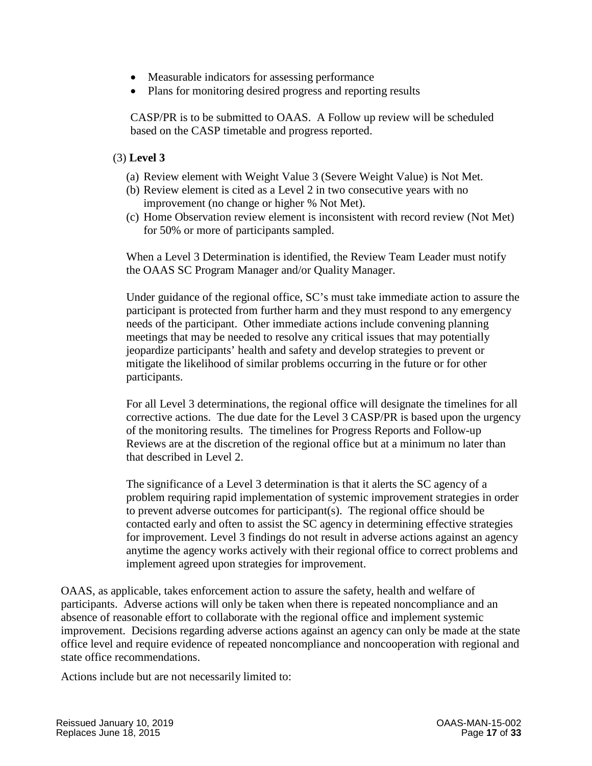- Measurable indicators for assessing performance
- Plans for monitoring desired progress and reporting results

CASP/PR is to be submitted to OAAS. A Follow up review will be scheduled based on the CASP timetable and progress reported.

(3) **Level 3**

(a) Review element with Weight Value 3 (Severe Weight Value) is Not Met.

(b) Review element is cited as a Level 2 in two consecutive years with no improvement (no change or higher % Not Met).

(c) Home Observation review element is inconsistent with record review (Not Met) for 50% or more of participants sampled.

When a Level 3 Determination is identified, the Review Team Leader must notify the OAAS SC Program Manager and/or Quality Manager.

Under guidance of the regional office, SC's must take immediate action to assure the participant is protected from further harm and they must respond to any emergency needs of the participant. Other immediate actions include convening planning meetings that may be needed to resolve any critical issues that may potentially jeopardize participants' health and safety and develop strategies to prevent or mitigate the likelihood of similar problems occurring in the future or for other participants.

For all Level 3 determinations, the regional office will designate the timelines for all corrective actions. The due date for the Level 3 CASP/PR is based upon the urgency of the monitoring results. The timelines for Progress Reports and Follow-up Reviews are at the discretion of the regional office but at a minimum no later than that described in Level 2.

The significance of a Level 3 determination is that it alerts the SC agency of a problem requiring rapid implementation of systemic improvement strategies in order to prevent adverse outcomes for participant(s). The regional office should be contacted early and often to assist the SC agency in determining effective strategies for improvement. Level 3 findings do not result in adverse actions against an agency anytime the agency works actively with their regional office to correct problems and implement agreed upon strategies for improvement.

OAAS, as applicable, takes enforcement action to assure the safety, health and welfare of participants. Adverse actions will only be taken when there is repeated noncompliance and an absence of reasonable effort to collaborate with the regional office and implement systemic improvement. Decisions regarding adverse actions against an agency can only be made at the state office level and require evidence of repeated noncompliance and noncooperation with regional and state office recommendations.

Actions include but are not necessarily limited to: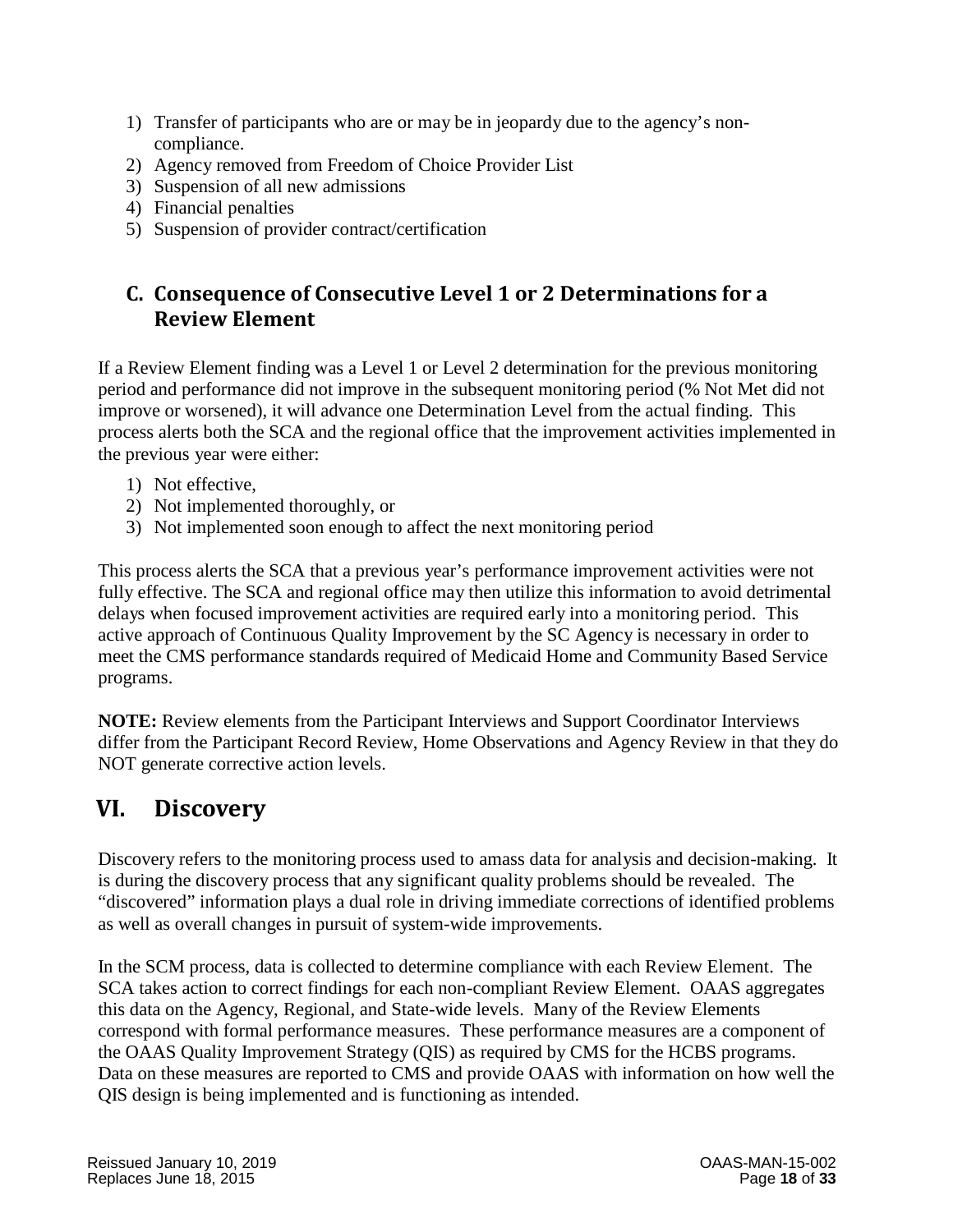1) Transfer of participants who are or may be in jeopardy due to the agency's non-compliance.
2) Agency removed from Freedom of Choice Provider List
3) Suspension of all new admissions
4) Financial penalties
5) Suspension of provider contract/certification

## C. Consequence of Consecutive Level 1 or 2 Determinations for a Review Element

If a Review Element finding was a Level 1 or Level 2 determination for the previous monitoring period and performance did not improve in the subsequent monitoring period (% Not Met did not improve or worsened), it will advance one Determination Level from the actual finding. This process alerts both the SCA and the regional office that the improvement activities implemented in the previous year were either:

1) Not effective,
2) Not implemented thoroughly, or
3) Not implemented soon enough to affect the next monitoring period

This process alerts the SCA that a previous year's performance improvement activities were not fully effective. The SCA and regional office may then utilize this information to avoid detrimental delays when focused improvement activities are required early into a monitoring period. This active approach of Continuous Quality Improvement by the SC Agency is necessary in order to meet the CMS performance standards required of Medicaid Home and Community Based Service programs.

**NOTE:** Review elements from the Participant Interviews and Support Coordinator Interviews differ from the Participant Record Review, Home Observations and Agency Review in that they do NOT generate corrective action levels.

# VI. Discovery

Discovery refers to the monitoring process used to amass data for analysis and decision-making. It is during the discovery process that any significant quality problems should be revealed. The "discovered" information plays a dual role in driving immediate corrections of identified problems as well as overall changes in pursuit of system-wide improvements.

In the SCM process, data is collected to determine compliance with each Review Element. The SCA takes action to correct findings for each non-compliant Review Element. OAAS aggregates this data on the Agency, Regional, and State-wide levels. Many of the Review Elements correspond with formal performance measures. These performance measures are a component of the OAAS Quality Improvement Strategy (QIS) as required by CMS for the HCBS programs. Data on these measures are reported to CMS and provide OAAS with information on how well the QIS design is being implemented and is functioning as intended.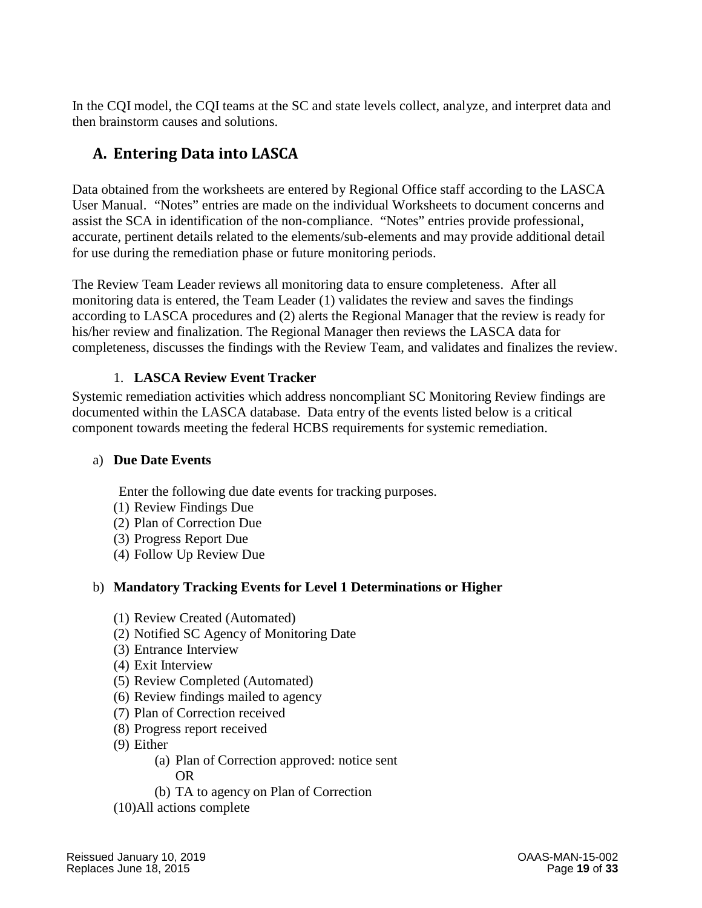In the CQI model, the CQI teams at the SC and state levels collect, analyze, and interpret data and then brainstorm causes and solutions.

## A. Entering Data into LASCA

Data obtained from the worksheets are entered by Regional Office staff according to the LASCA User Manual. "Notes" entries are made on the individual Worksheets to document concerns and assist the SCA in identification of the non-compliance. "Notes" entries provide professional, accurate, pertinent details related to the elements/sub-elements and may provide additional detail for use during the remediation phase or future monitoring periods.

The Review Team Leader reviews all monitoring data to ensure completeness. After all monitoring data is entered, the Team Leader (1) validates the review and saves the findings according to LASCA procedures and (2) alerts the Regional Manager that the review is ready for his/her review and finalization. The Regional Manager then reviews the LASCA data for completeness, discusses the findings with the Review Team, and validates and finalizes the review.

### 1. LASCA Review Event Tracker

Systemic remediation activities which address noncompliant SC Monitoring Review findings are documented within the LASCA database. Data entry of the events listed below is a critical component towards meeting the federal HCBS requirements for systemic remediation.

#### a) Due Date Events

Enter the following due date events for tracking purposes.

(1) Review Findings Due
(2) Plan of Correction Due
(3) Progress Report Due
(4) Follow Up Review Due

#### b) Mandatory Tracking Events for Level 1 Determinations or Higher

(1) Review Created (Automated)
(2) Notified SC Agency of Monitoring Date
(3) Entrance Interview
(4) Exit Interview
(5) Review Completed (Automated)
(6) Review findings mailed to agency
(7) Plan of Correction received
(8) Progress report received
(9) Either
- (a) Plan of Correction approved: notice sent
  OR
- (b) TA to agency on Plan of Correction

(10) All actions complete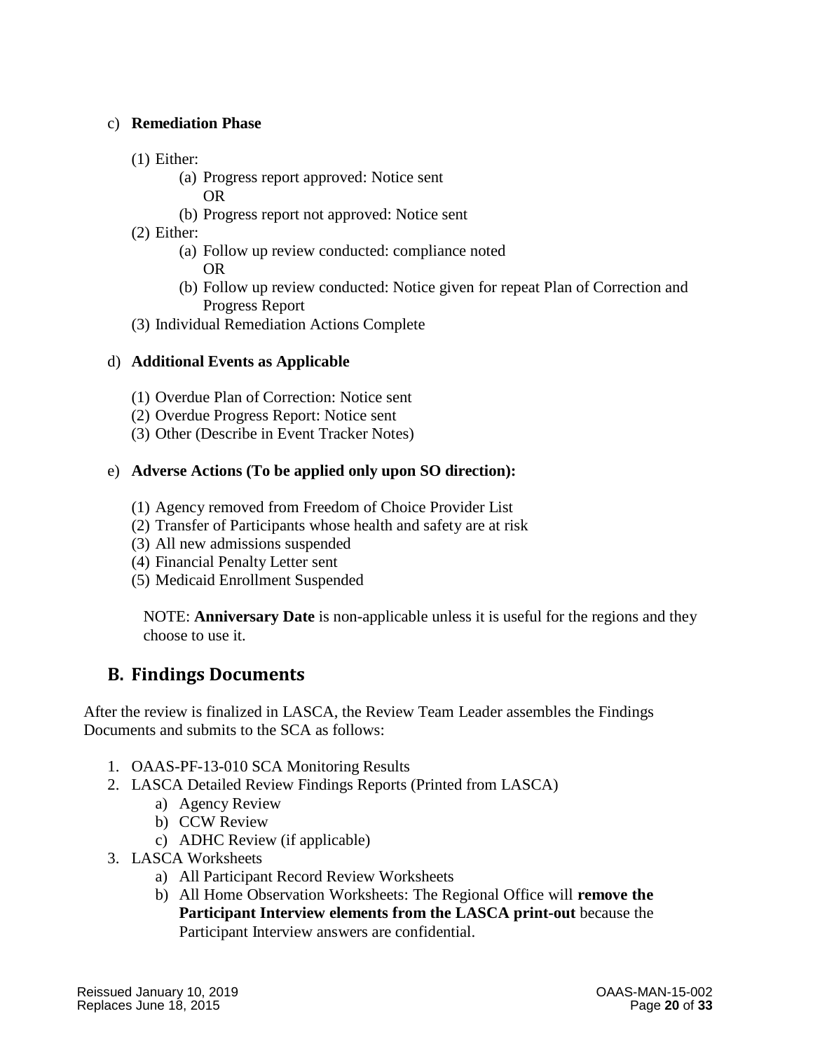c) **Remediation Phase**

   (1) Either:
      (a) Progress report approved: Notice sent
      OR
      (b) Progress report not approved: Notice sent

   (2) Either:
      (a) Follow up review conducted: compliance noted
      OR
      (b) Follow up review conducted: Notice given for repeat Plan of Correction and Progress Report

   (3) Individual Remediation Actions Complete

d) **Additional Events as Applicable**

   (1) Overdue Plan of Correction: Notice sent
   (2) Overdue Progress Report: Notice sent
   (3) Other (Describe in Event Tracker Notes)

e) **Adverse Actions (To be applied only upon SO direction):**

   (1) Agency removed from Freedom of Choice Provider List
   (2) Transfer of Participants whose health and safety are at risk
   (3) All new admissions suspended
   (4) Financial Penalty Letter sent
   (5) Medicaid Enrollment Suspended

   NOTE: **Anniversary Date** is non-applicable unless it is useful for the regions and they choose to use it.

## B. Findings Documents

After the review is finalized in LASCA, the Review Team Leader assembles the Findings Documents and submits to the SCA as follows:

1. OAAS-PF-13-010 SCA Monitoring Results
2. LASCA Detailed Review Findings Reports (Printed from LASCA)
   a) Agency Review
   b) CCW Review
   c) ADHC Review (if applicable)
3. LASCA Worksheets
   a) All Participant Record Review Worksheets
   b) All Home Observation Worksheets: The Regional Office will **remove the Participant Interview elements from the LASCA print-out** because the Participant Interview answers are confidential.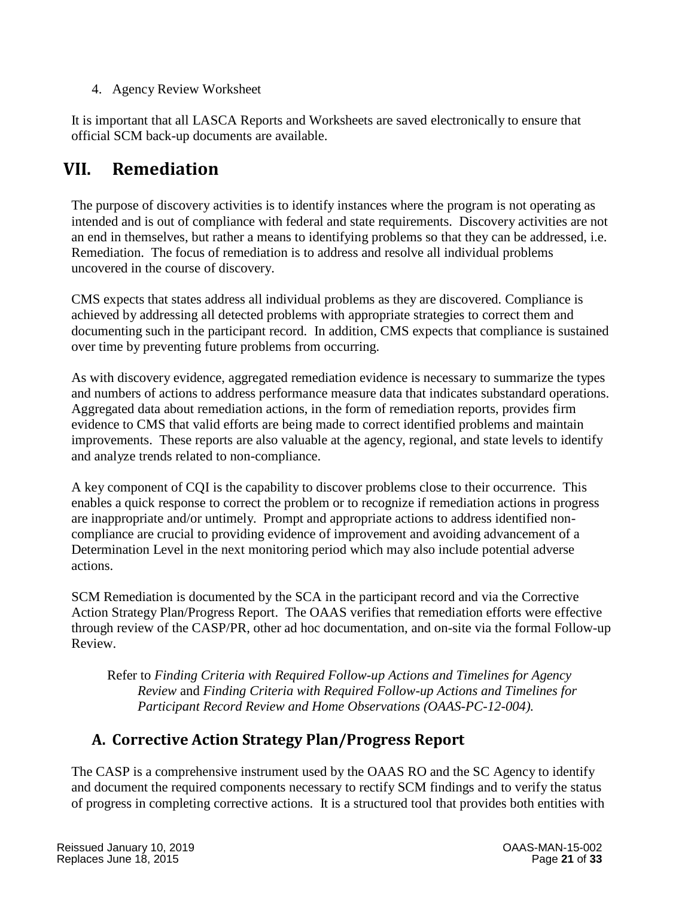4. Agency Review Worksheet

It is important that all LASCA Reports and Worksheets are saved electronically to ensure that official SCM back-up documents are available.

# VII. Remediation

The purpose of discovery activities is to identify instances where the program is not operating as intended and is out of compliance with federal and state requirements. Discovery activities are not an end in themselves, but rather a means to identifying problems so that they can be addressed, i.e. Remediation. The focus of remediation is to address and resolve all individual problems uncovered in the course of discovery.

CMS expects that states address all individual problems as they are discovered. Compliance is achieved by addressing all detected problems with appropriate strategies to correct them and documenting such in the participant record. In addition, CMS expects that compliance is sustained over time by preventing future problems from occurring.

As with discovery evidence, aggregated remediation evidence is necessary to summarize the types and numbers of actions to address performance measure data that indicates substandard operations. Aggregated data about remediation actions, in the form of remediation reports, provides firm evidence to CMS that valid efforts are being made to correct identified problems and maintain improvements. These reports are also valuable at the agency, regional, and state levels to identify and analyze trends related to non-compliance.

A key component of CQI is the capability to discover problems close to their occurrence. This enables a quick response to correct the problem or to recognize if remediation actions in progress are inappropriate and/or untimely. Prompt and appropriate actions to address identified non-compliance are crucial to providing evidence of improvement and avoiding advancement of a Determination Level in the next monitoring period which may also include potential adverse actions.

SCM Remediation is documented by the SCA in the participant record and via the Corrective Action Strategy Plan/Progress Report. The OAAS verifies that remediation efforts were effective through review of the CASP/PR, other ad hoc documentation, and on-site via the formal Follow-up Review.

Refer to *Finding Criteria with Required Follow-up Actions and Timelines for Agency Review* and *Finding Criteria with Required Follow-up Actions and Timelines for Participant Record Review and Home Observations (OAAS-PC-12-004).*

## A. Corrective Action Strategy Plan/Progress Report

The CASP is a comprehensive instrument used by the OAAS RO and the SC Agency to identify and document the required components necessary to rectify SCM findings and to verify the status of progress in completing corrective actions. It is a structured tool that provides both entities with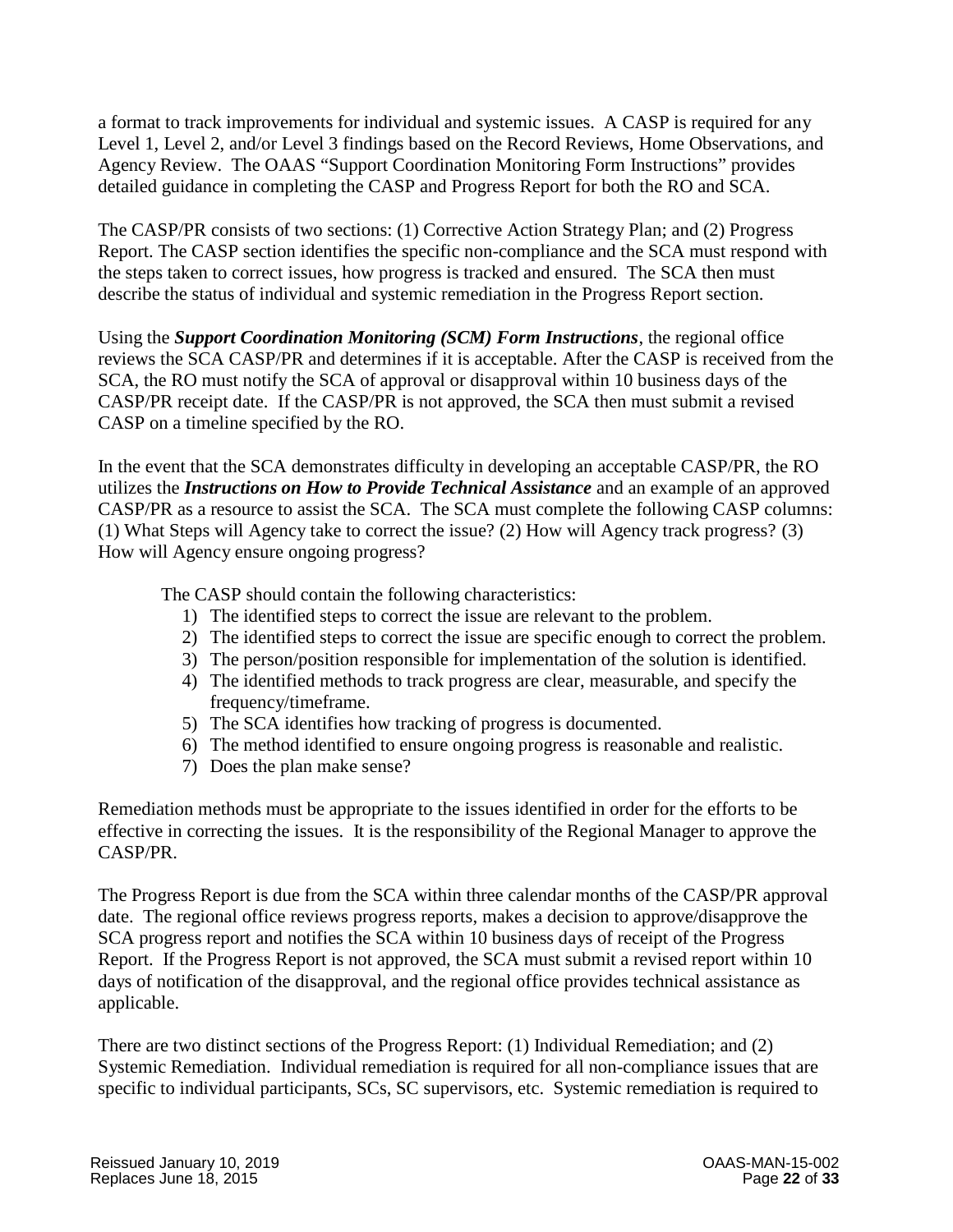a format to track improvements for individual and systemic issues. A CASP is required for any Level 1, Level 2, and/or Level 3 findings based on the Record Reviews, Home Observations, and Agency Review. The OAAS "Support Coordination Monitoring Form Instructions" provides detailed guidance in completing the CASP and Progress Report for both the RO and SCA.

The CASP/PR consists of two sections: (1) Corrective Action Strategy Plan; and (2) Progress Report. The CASP section identifies the specific non-compliance and the SCA must respond with the steps taken to correct issues, how progress is tracked and ensured. The SCA then must describe the status of individual and systemic remediation in the Progress Report section.

Using the ***Support Coordination Monitoring (SCM) Form Instructions***, the regional office reviews the SCA CASP/PR and determines if it is acceptable. After the CASP is received from the SCA, the RO must notify the SCA of approval or disapproval within 10 business days of the CASP/PR receipt date. If the CASP/PR is not approved, the SCA then must submit a revised CASP on a timeline specified by the RO.

In the event that the SCA demonstrates difficulty in developing an acceptable CASP/PR, the RO utilizes the ***Instructions on How to Provide Technical Assistance*** and an example of an approved CASP/PR as a resource to assist the SCA. The SCA must complete the following CASP columns: (1) What Steps will Agency take to correct the issue? (2) How will Agency track progress? (3) How will Agency ensure ongoing progress?

The CASP should contain the following characteristics:

1) The identified steps to correct the issue are relevant to the problem.
2) The identified steps to correct the issue are specific enough to correct the problem.
3) The person/position responsible for implementation of the solution is identified.
4) The identified methods to track progress are clear, measurable, and specify the frequency/timeframe.
5) The SCA identifies how tracking of progress is documented.
6) The method identified to ensure ongoing progress is reasonable and realistic.
7) Does the plan make sense?

Remediation methods must be appropriate to the issues identified in order for the efforts to be effective in correcting the issues. It is the responsibility of the Regional Manager to approve the CASP/PR.

The Progress Report is due from the SCA within three calendar months of the CASP/PR approval date. The regional office reviews progress reports, makes a decision to approve/disapprove the SCA progress report and notifies the SCA within 10 business days of receipt of the Progress Report. If the Progress Report is not approved, the SCA must submit a revised report within 10 days of notification of the disapproval, and the regional office provides technical assistance as applicable.

There are two distinct sections of the Progress Report: (1) Individual Remediation; and (2) Systemic Remediation. Individual remediation is required for all non-compliance issues that are specific to individual participants, SCs, SC supervisors, etc. Systemic remediation is required to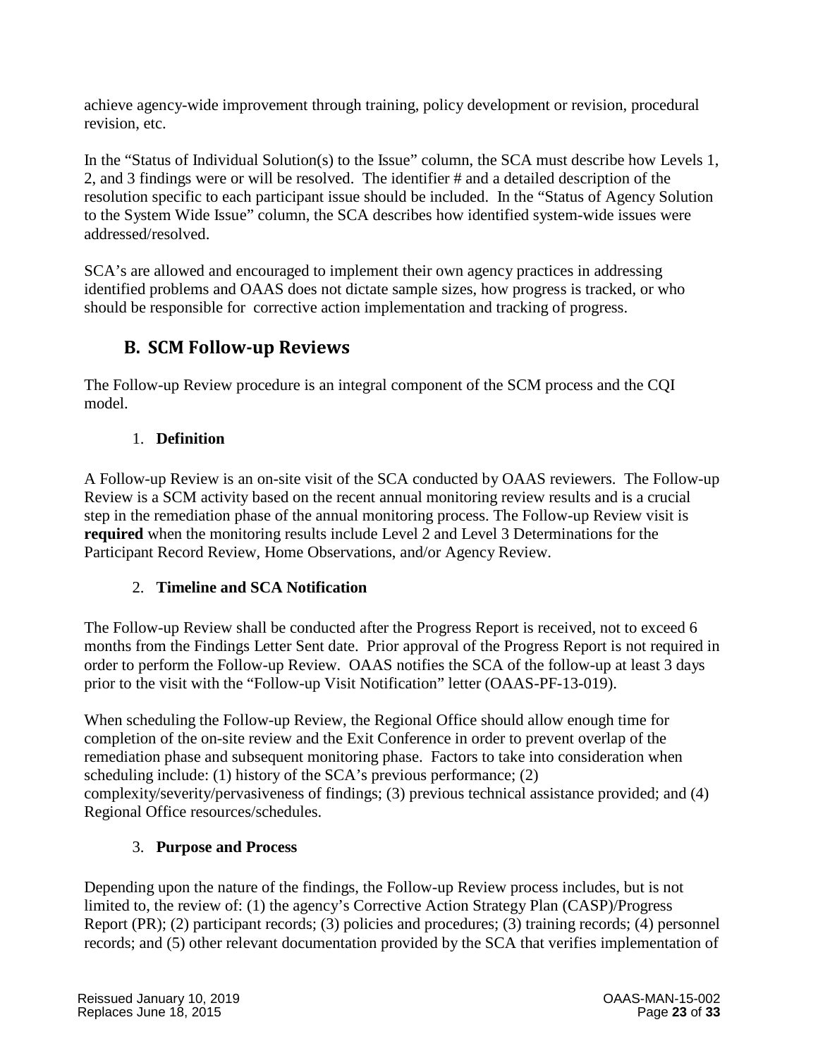achieve agency-wide improvement through training, policy development or revision, procedural revision, etc.

In the "Status of Individual Solution(s) to the Issue" column, the SCA must describe how Levels 1, 2, and 3 findings were or will be resolved. The identifier # and a detailed description of the resolution specific to each participant issue should be included. In the "Status of Agency Solution to the System Wide Issue" column, the SCA describes how identified system-wide issues were addressed/resolved.

SCA's are allowed and encouraged to implement their own agency practices in addressing identified problems and OAAS does not dictate sample sizes, how progress is tracked, or who should be responsible for corrective action implementation and tracking of progress.

## B. SCM Follow-up Reviews

The Follow-up Review procedure is an integral component of the SCM process and the CQI model.

### 1. Definition

A Follow-up Review is an on-site visit of the SCA conducted by OAAS reviewers. The Follow-up Review is a SCM activity based on the recent annual monitoring review results and is a crucial step in the remediation phase of the annual monitoring process. The Follow-up Review visit is **required** when the monitoring results include Level 2 and Level 3 Determinations for the Participant Record Review, Home Observations, and/or Agency Review.

### 2. Timeline and SCA Notification

The Follow-up Review shall be conducted after the Progress Report is received, not to exceed 6 months from the Findings Letter Sent date. Prior approval of the Progress Report is not required in order to perform the Follow-up Review. OAAS notifies the SCA of the follow-up at least 3 days prior to the visit with the "Follow-up Visit Notification" letter (OAAS-PF-13-019).

When scheduling the Follow-up Review, the Regional Office should allow enough time for completion of the on-site review and the Exit Conference in order to prevent overlap of the remediation phase and subsequent monitoring phase. Factors to take into consideration when scheduling include: (1) history of the SCA's previous performance; (2) complexity/severity/pervasiveness of findings; (3) previous technical assistance provided; and (4) Regional Office resources/schedules.

### 3. Purpose and Process

Depending upon the nature of the findings, the Follow-up Review process includes, but is not limited to, the review of: (1) the agency's Corrective Action Strategy Plan (CASP)/Progress Report (PR); (2) participant records; (3) policies and procedures; (3) training records; (4) personnel records; and (5) other relevant documentation provided by the SCA that verifies implementation of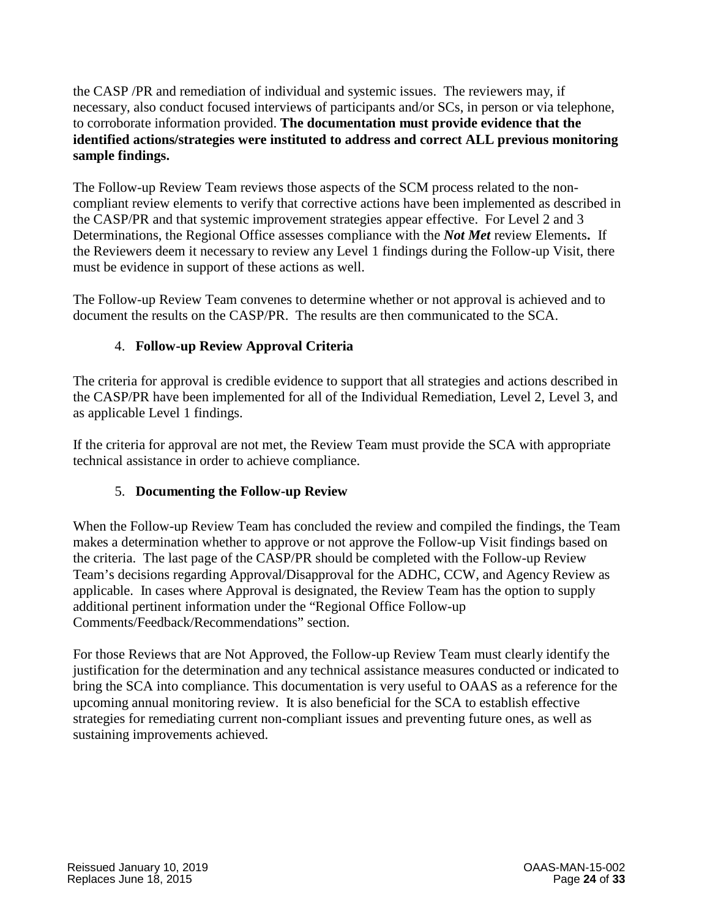the CASP /PR and remediation of individual and systemic issues. The reviewers may, if necessary, also conduct focused interviews of participants and/or SCs, in person or via telephone, to corroborate information provided. **The documentation must provide evidence that the identified actions/strategies were instituted to address and correct ALL previous monitoring sample findings.**

The Follow-up Review Team reviews those aspects of the SCM process related to the non-compliant review elements to verify that corrective actions have been implemented as described in the CASP/PR and that systemic improvement strategies appear effective. For Level 2 and 3 Determinations, the Regional Office assesses compliance with the ***Not Met*** review Elements**.** If the Reviewers deem it necessary to review any Level 1 findings during the Follow-up Visit, there must be evidence in support of these actions as well.

The Follow-up Review Team convenes to determine whether or not approval is achieved and to document the results on the CASP/PR. The results are then communicated to the SCA.

4. **Follow-up Review Approval Criteria**

The criteria for approval is credible evidence to support that all strategies and actions described in the CASP/PR have been implemented for all of the Individual Remediation, Level 2, Level 3, and as applicable Level 1 findings.

If the criteria for approval are not met, the Review Team must provide the SCA with appropriate technical assistance in order to achieve compliance.

5. **Documenting the Follow-up Review**

When the Follow-up Review Team has concluded the review and compiled the findings, the Team makes a determination whether to approve or not approve the Follow-up Visit findings based on the criteria. The last page of the CASP/PR should be completed with the Follow-up Review Team's decisions regarding Approval/Disapproval for the ADHC, CCW, and Agency Review as applicable. In cases where Approval is designated, the Review Team has the option to supply additional pertinent information under the "Regional Office Follow-up Comments/Feedback/Recommendations" section.

For those Reviews that are Not Approved, the Follow-up Review Team must clearly identify the justification for the determination and any technical assistance measures conducted or indicated to bring the SCA into compliance. This documentation is very useful to OAAS as a reference for the upcoming annual monitoring review. It is also beneficial for the SCA to establish effective strategies for remediating current non-compliant issues and preventing future ones, as well as sustaining improvements achieved.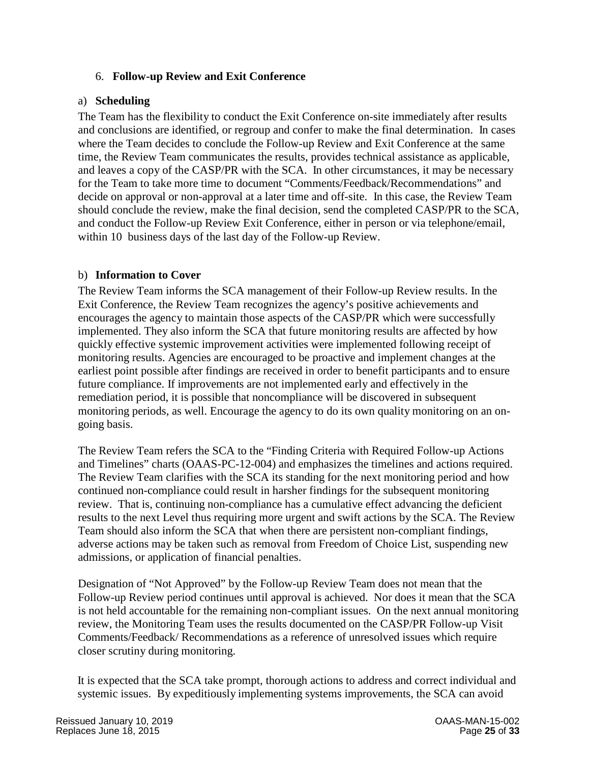6. **Follow-up Review and Exit Conference**

a) **Scheduling**

The Team has the flexibility to conduct the Exit Conference on-site immediately after results and conclusions are identified, or regroup and confer to make the final determination. In cases where the Team decides to conclude the Follow-up Review and Exit Conference at the same time, the Review Team communicates the results, provides technical assistance as applicable, and leaves a copy of the CASP/PR with the SCA. In other circumstances, it may be necessary for the Team to take more time to document "Comments/Feedback/Recommendations" and decide on approval or non-approval at a later time and off-site. In this case, the Review Team should conclude the review, make the final decision, send the completed CASP/PR to the SCA, and conduct the Follow-up Review Exit Conference, either in person or via telephone/email, within 10 business days of the last day of the Follow-up Review.

b) **Information to Cover**

The Review Team informs the SCA management of their Follow-up Review results. In the Exit Conference, the Review Team recognizes the agency's positive achievements and encourages the agency to maintain those aspects of the CASP/PR which were successfully implemented. They also inform the SCA that future monitoring results are affected by how quickly effective systemic improvement activities were implemented following receipt of monitoring results. Agencies are encouraged to be proactive and implement changes at the earliest point possible after findings are received in order to benefit participants and to ensure future compliance. If improvements are not implemented early and effectively in the remediation period, it is possible that noncompliance will be discovered in subsequent monitoring periods, as well. Encourage the agency to do its own quality monitoring on an on-going basis.

The Review Team refers the SCA to the "Finding Criteria with Required Follow-up Actions and Timelines" charts (OAAS-PC-12-004) and emphasizes the timelines and actions required. The Review Team clarifies with the SCA its standing for the next monitoring period and how continued non-compliance could result in harsher findings for the subsequent monitoring review. That is, continuing non-compliance has a cumulative effect advancing the deficient results to the next Level thus requiring more urgent and swift actions by the SCA. The Review Team should also inform the SCA that when there are persistent non-compliant findings, adverse actions may be taken such as removal from Freedom of Choice List, suspending new admissions, or application of financial penalties.

Designation of "Not Approved" by the Follow-up Review Team does not mean that the Follow-up Review period continues until approval is achieved. Nor does it mean that the SCA is not held accountable for the remaining non-compliant issues. On the next annual monitoring review, the Monitoring Team uses the results documented on the CASP/PR Follow-up Visit Comments/Feedback/ Recommendations as a reference of unresolved issues which require closer scrutiny during monitoring.

It is expected that the SCA take prompt, thorough actions to address and correct individual and systemic issues. By expeditiously implementing systems improvements, the SCA can avoid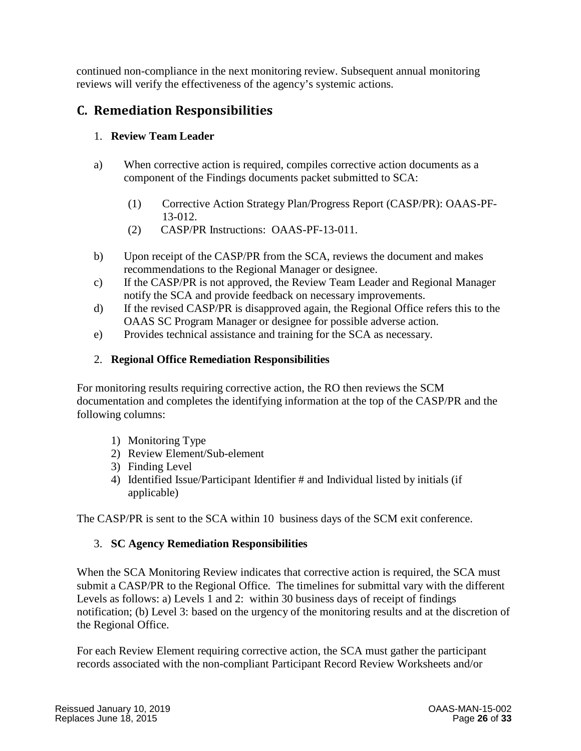continued non-compliance in the next monitoring review. Subsequent annual monitoring reviews will verify the effectiveness of the agency's systemic actions.

## C. Remediation Responsibilities

### 1. Review Team Leader

a) When corrective action is required, compiles corrective action documents as a component of the Findings documents packet submitted to SCA:

   (1) Corrective Action Strategy Plan/Progress Report (CASP/PR): OAAS-PF-13-012.

   (2) CASP/PR Instructions: OAAS-PF-13-011.

b) Upon receipt of the CASP/PR from the SCA, reviews the document and makes recommendations to the Regional Manager or designee.

c) If the CASP/PR is not approved, the Review Team Leader and Regional Manager notify the SCA and provide feedback on necessary improvements.

d) If the revised CASP/PR is disapproved again, the Regional Office refers this to the OAAS SC Program Manager or designee for possible adverse action.

e) Provides technical assistance and training for the SCA as necessary.

### 2. Regional Office Remediation Responsibilities

For monitoring results requiring corrective action, the RO then reviews the SCM documentation and completes the identifying information at the top of the CASP/PR and the following columns:

1) Monitoring Type
2) Review Element/Sub-element
3) Finding Level
4) Identified Issue/Participant Identifier # and Individual listed by initials (if applicable)

The CASP/PR is sent to the SCA within 10 business days of the SCM exit conference.

### 3. SC Agency Remediation Responsibilities

When the SCA Monitoring Review indicates that corrective action is required, the SCA must submit a CASP/PR to the Regional Office. The timelines for submittal vary with the different Levels as follows: a) Levels 1 and 2: within 30 business days of receipt of findings notification; (b) Level 3: based on the urgency of the monitoring results and at the discretion of the Regional Office.

For each Review Element requiring corrective action, the SCA must gather the participant records associated with the non-compliant Participant Record Review Worksheets and/or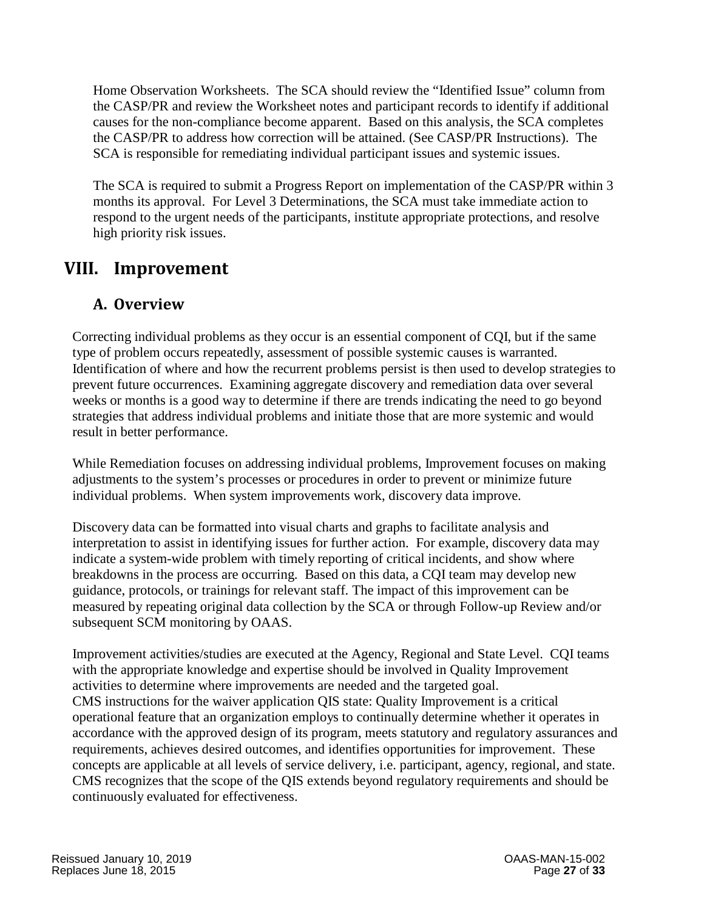Home Observation Worksheets. The SCA should review the "Identified Issue" column from the CASP/PR and review the Worksheet notes and participant records to identify if additional causes for the non-compliance become apparent. Based on this analysis, the SCA completes the CASP/PR to address how correction will be attained. (See CASP/PR Instructions). The SCA is responsible for remediating individual participant issues and systemic issues.

The SCA is required to submit a Progress Report on implementation of the CASP/PR within 3 months its approval. For Level 3 Determinations, the SCA must take immediate action to respond to the urgent needs of the participants, institute appropriate protections, and resolve high priority risk issues.

# VIII. Improvement

## A. Overview

Correcting individual problems as they occur is an essential component of CQI, but if the same type of problem occurs repeatedly, assessment of possible systemic causes is warranted. Identification of where and how the recurrent problems persist is then used to develop strategies to prevent future occurrences. Examining aggregate discovery and remediation data over several weeks or months is a good way to determine if there are trends indicating the need to go beyond strategies that address individual problems and initiate those that are more systemic and would result in better performance.

While Remediation focuses on addressing individual problems, Improvement focuses on making adjustments to the system's processes or procedures in order to prevent or minimize future individual problems. When system improvements work, discovery data improve.

Discovery data can be formatted into visual charts and graphs to facilitate analysis and interpretation to assist in identifying issues for further action. For example, discovery data may indicate a system-wide problem with timely reporting of critical incidents, and show where breakdowns in the process are occurring. Based on this data, a CQI team may develop new guidance, protocols, or trainings for relevant staff. The impact of this improvement can be measured by repeating original data collection by the SCA or through Follow-up Review and/or subsequent SCM monitoring by OAAS.

Improvement activities/studies are executed at the Agency, Regional and State Level. CQI teams with the appropriate knowledge and expertise should be involved in Quality Improvement activities to determine where improvements are needed and the targeted goal.
CMS instructions for the waiver application QIS state: Quality Improvement is a critical operational feature that an organization employs to continually determine whether it operates in accordance with the approved design of its program, meets statutory and regulatory assurances and requirements, achieves desired outcomes, and identifies opportunities for improvement. These concepts are applicable at all levels of service delivery, i.e. participant, agency, regional, and state. CMS recognizes that the scope of the QIS extends beyond regulatory requirements and should be continuously evaluated for effectiveness.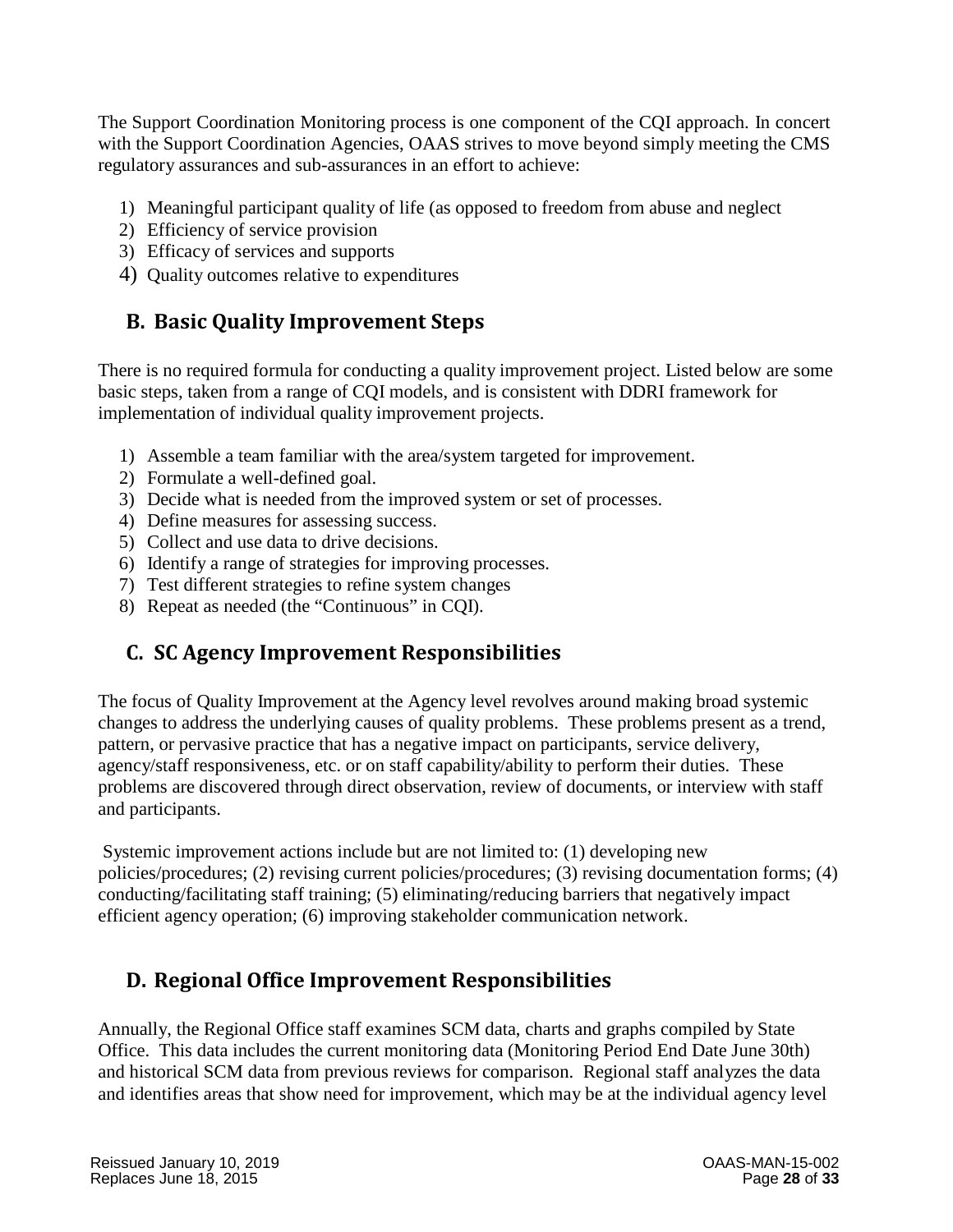The Support Coordination Monitoring process is one component of the CQI approach. In concert with the Support Coordination Agencies, OAAS strives to move beyond simply meeting the CMS regulatory assurances and sub-assurances in an effort to achieve:

1) Meaningful participant quality of life (as opposed to freedom from abuse and neglect
2) Efficiency of service provision
3) Efficacy of services and supports
4) Quality outcomes relative to expenditures

## B. Basic Quality Improvement Steps

There is no required formula for conducting a quality improvement project. Listed below are some basic steps, taken from a range of CQI models, and is consistent with DDRI framework for implementation of individual quality improvement projects.

1) Assemble a team familiar with the area/system targeted for improvement.
2) Formulate a well-defined goal.
3) Decide what is needed from the improved system or set of processes.
4) Define measures for assessing success.
5) Collect and use data to drive decisions.
6) Identify a range of strategies for improving processes.
7) Test different strategies to refine system changes
8) Repeat as needed (the "Continuous" in CQI).

## C. SC Agency Improvement Responsibilities

The focus of Quality Improvement at the Agency level revolves around making broad systemic changes to address the underlying causes of quality problems. These problems present as a trend, pattern, or pervasive practice that has a negative impact on participants, service delivery, agency/staff responsiveness, etc. or on staff capability/ability to perform their duties. These problems are discovered through direct observation, review of documents, or interview with staff and participants.

Systemic improvement actions include but are not limited to: (1) developing new policies/procedures; (2) revising current policies/procedures; (3) revising documentation forms; (4) conducting/facilitating staff training; (5) eliminating/reducing barriers that negatively impact efficient agency operation; (6) improving stakeholder communication network.

## D. Regional Office Improvement Responsibilities

Annually, the Regional Office staff examines SCM data, charts and graphs compiled by State Office. This data includes the current monitoring data (Monitoring Period End Date June 30th) and historical SCM data from previous reviews for comparison. Regional staff analyzes the data and identifies areas that show need for improvement, which may be at the individual agency level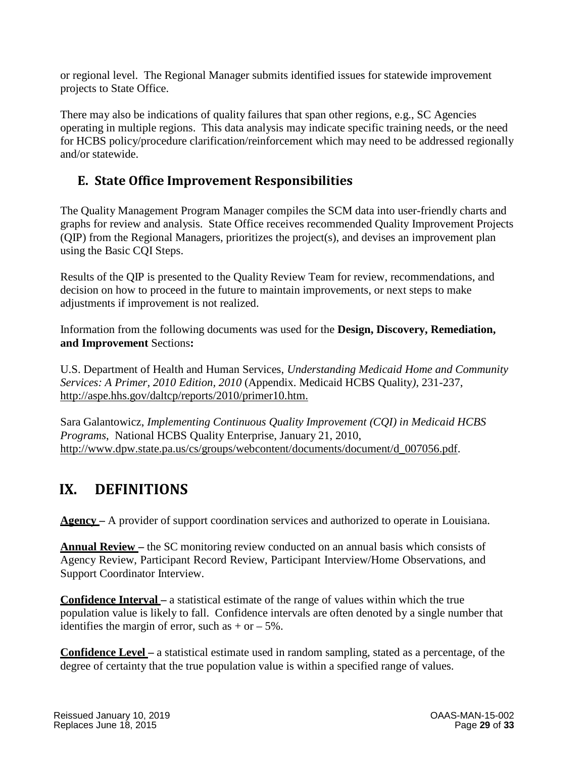or regional level. The Regional Manager submits identified issues for statewide improvement projects to State Office.

There may also be indications of quality failures that span other regions, e.g., SC Agencies operating in multiple regions. This data analysis may indicate specific training needs, or the need for HCBS policy/procedure clarification/reinforcement which may need to be addressed regionally and/or statewide.

## E. State Office Improvement Responsibilities

The Quality Management Program Manager compiles the SCM data into user-friendly charts and graphs for review and analysis. State Office receives recommended Quality Improvement Projects (QIP) from the Regional Managers, prioritizes the project(s), and devises an improvement plan using the Basic CQI Steps.

Results of the QIP is presented to the Quality Review Team for review, recommendations, and decision on how to proceed in the future to maintain improvements, or next steps to make adjustments if improvement is not realized.

Information from the following documents was used for the **Design, Discovery, Remediation, and Improvement** Sections**:**

U.S. Department of Health and Human Services, *Understanding Medicaid Home and Community Services: A Primer, 2010 Edition, 2010* (Appendix. Medicaid HCBS Quality*)*, 231-237, http://aspe.hhs.gov/daltcp/reports/2010/primer10.htm.

Sara Galantowicz, *Implementing Continuous Quality Improvement (CQI) in Medicaid HCBS Programs*, National HCBS Quality Enterprise, January 21, 2010, http://www.dpw.state.pa.us/cs/groups/webcontent/documents/document/d_007056.pdf.

# IX. DEFINITIONS

**Agency –** A provider of support coordination services and authorized to operate in Louisiana.

**Annual Review –** the SC monitoring review conducted on an annual basis which consists of Agency Review, Participant Record Review, Participant Interview/Home Observations, and Support Coordinator Interview.

**Confidence Interval –** a statistical estimate of the range of values within which the true population value is likely to fall. Confidence intervals are often denoted by a single number that identifies the margin of error, such as + or – 5%.

**Confidence Level –** a statistical estimate used in random sampling, stated as a percentage, of the degree of certainty that the true population value is within a specified range of values.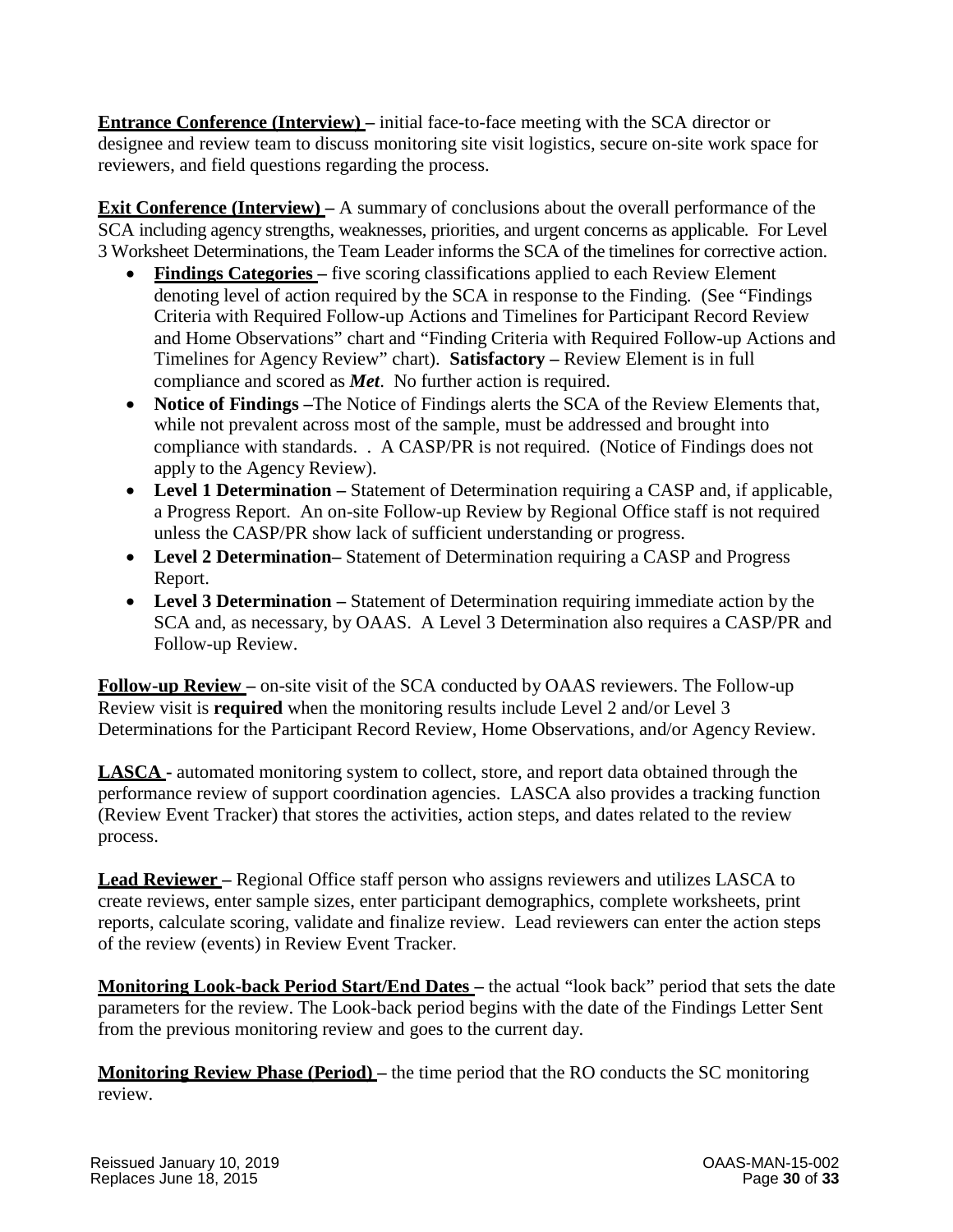**Entrance Conference (Interview) –** initial face-to-face meeting with the SCA director or designee and review team to discuss monitoring site visit logistics, secure on-site work space for reviewers, and field questions regarding the process.

**Exit Conference (Interview) –** A summary of conclusions about the overall performance of the SCA including agency strengths, weaknesses, priorities, and urgent concerns as applicable. For Level 3 Worksheet Determinations, the Team Leader informs the SCA of the timelines for corrective action.

- **Findings Categories –** five scoring classifications applied to each Review Element denoting level of action required by the SCA in response to the Finding. (See "Findings Criteria with Required Follow-up Actions and Timelines for Participant Record Review and Home Observations" chart and "Finding Criteria with Required Follow-up Actions and Timelines for Agency Review" chart). **Satisfactory –** Review Element is in full compliance and scored as ***Met***. No further action is required.
- **Notice of Findings –**The Notice of Findings alerts the SCA of the Review Elements that, while not prevalent across most of the sample, must be addressed and brought into compliance with standards. . A CASP/PR is not required. (Notice of Findings does not apply to the Agency Review).
- **Level 1 Determination –** Statement of Determination requiring a CASP and, if applicable, a Progress Report. An on-site Follow-up Review by Regional Office staff is not required unless the CASP/PR show lack of sufficient understanding or progress.
- **Level 2 Determination–** Statement of Determination requiring a CASP and Progress Report.
- **Level 3 Determination –** Statement of Determination requiring immediate action by the SCA and, as necessary, by OAAS. A Level 3 Determination also requires a CASP/PR and Follow-up Review.

**Follow-up Review –** on-site visit of the SCA conducted by OAAS reviewers. The Follow-up Review visit is **required** when the monitoring results include Level 2 and/or Level 3 Determinations for the Participant Record Review, Home Observations, and/or Agency Review.

**LASCA -** automated monitoring system to collect, store, and report data obtained through the performance review of support coordination agencies. LASCA also provides a tracking function (Review Event Tracker) that stores the activities, action steps, and dates related to the review process.

**Lead Reviewer –** Regional Office staff person who assigns reviewers and utilizes LASCA to create reviews, enter sample sizes, enter participant demographics, complete worksheets, print reports, calculate scoring, validate and finalize review. Lead reviewers can enter the action steps of the review (events) in Review Event Tracker.

**Monitoring Look-back Period Start/End Dates –** the actual "look back" period that sets the date parameters for the review. The Look-back period begins with the date of the Findings Letter Sent from the previous monitoring review and goes to the current day.

**Monitoring Review Phase (Period) –** the time period that the RO conducts the SC monitoring review.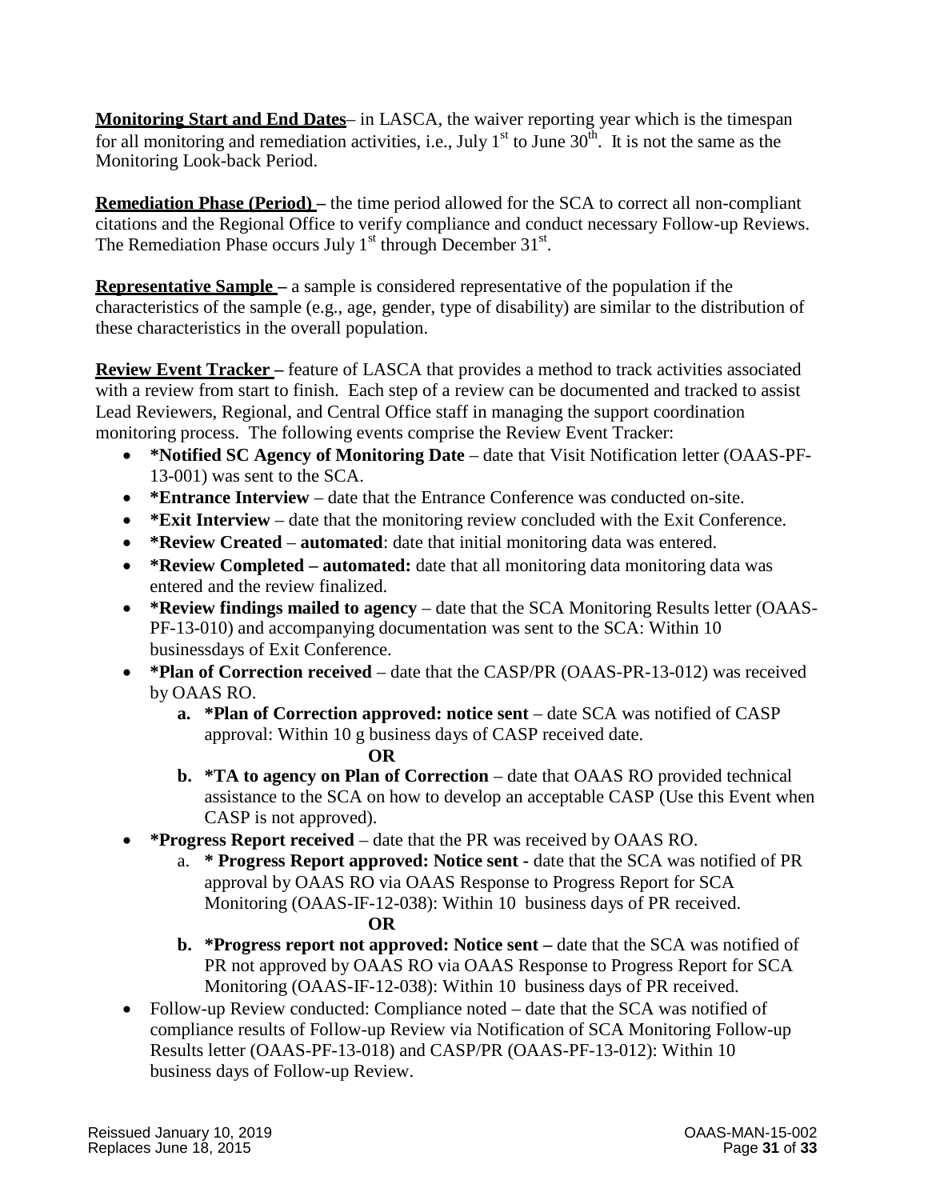**Monitoring Start and End Dates**– in LASCA, the waiver reporting year which is the timespan for all monitoring and remediation activities, i.e., July 1st to June 30th. It is not the same as the Monitoring Look-back Period.

**Remediation Phase (Period) –** the time period allowed for the SCA to correct all non-compliant citations and the Regional Office to verify compliance and conduct necessary Follow-up Reviews. The Remediation Phase occurs July 1st through December 31st.

**Representative Sample –** a sample is considered representative of the population if the characteristics of the sample (e.g., age, gender, type of disability) are similar to the distribution of these characteristics in the overall population.

**Review Event Tracker –** feature of LASCA that provides a method to track activities associated with a review from start to finish. Each step of a review can be documented and tracked to assist Lead Reviewers, Regional, and Central Office staff in managing the support coordination monitoring process. The following events comprise the Review Event Tracker:

- **\*Notified SC Agency of Monitoring Date** – date that Visit Notification letter (OAAS-PF-13-001) was sent to the SCA.
- **\*Entrance Interview** – date that the Entrance Conference was conducted on-site.
- **\*Exit Interview** – date that the monitoring review concluded with the Exit Conference.
- **\*Review Created** – **automated**: date that initial monitoring data was entered.
- **\*Review Completed – automated:** date that all monitoring data monitoring data was entered and the review finalized.
- **\*Review findings mailed to agency** – date that the SCA Monitoring Results letter (OAAS-PF-13-010) and accompanying documentation was sent to the SCA: Within 10 businessdays of Exit Conference.
- **\*Plan of Correction received** – date that the CASP/PR (OAAS-PR-13-012) was received by OAAS RO.
  - a. **\*Plan of Correction approved: notice sent** – date SCA was notified of CASP approval: Within 10 g business days of CASP received date.

    **OR**
  - b. **\*TA to agency on Plan of Correction** – date that OAAS RO provided technical assistance to the SCA on how to develop an acceptable CASP (Use this Event when CASP is not approved).
- **\*Progress Report received** – date that the PR was received by OAAS RO.
  - a. **\* Progress Report approved: Notice sent -** date that the SCA was notified of PR approval by OAAS RO via OAAS Response to Progress Report for SCA Monitoring (OAAS-IF-12-038): Within 10 business days of PR received.

    **OR**
  - b. **\*Progress report not approved: Notice sent –** date that the SCA was notified of PR not approved by OAAS RO via OAAS Response to Progress Report for SCA Monitoring (OAAS-IF-12-038): Within 10 business days of PR received.
- Follow-up Review conducted: Compliance noted – date that the SCA was notified of compliance results of Follow-up Review via Notification of SCA Monitoring Follow-up Results letter (OAAS-PF-13-018) and CASP/PR (OAAS-PF-13-012): Within 10 business days of Follow-up Review.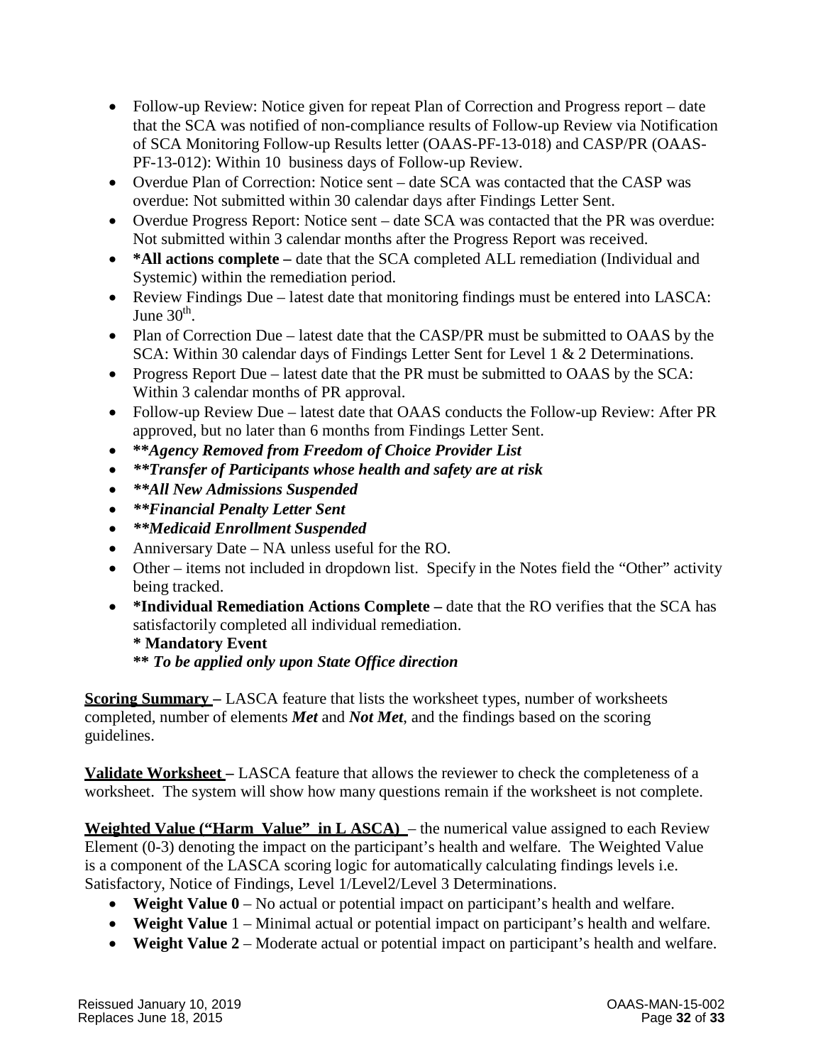- Follow-up Review: Notice given for repeat Plan of Correction and Progress report – date that the SCA was notified of non-compliance results of Follow-up Review via Notification of SCA Monitoring Follow-up Results letter (OAAS-PF-13-018) and CASP/PR (OAAS-PF-13-012): Within 10 business days of Follow-up Review.
- Overdue Plan of Correction: Notice sent – date SCA was contacted that the CASP was overdue: Not submitted within 30 calendar days after Findings Letter Sent.
- Overdue Progress Report: Notice sent – date SCA was contacted that the PR was overdue: Not submitted within 3 calendar months after the Progress Report was received.
- **\*All actions complete –** date that the SCA completed ALL remediation (Individual and Systemic) within the remediation period.
- Review Findings Due – latest date that monitoring findings must be entered into LASCA: June 30th.
- Plan of Correction Due – latest date that the CASP/PR must be submitted to OAAS by the SCA: Within 30 calendar days of Findings Letter Sent for Level 1 & 2 Determinations.
- Progress Report Due – latest date that the PR must be submitted to OAAS by the SCA: Within 3 calendar months of PR approval.
- Follow-up Review Due – latest date that OAAS conducts the Follow-up Review: After PR approved, but no later than 6 months from Findings Letter Sent.
- ***\*\*Agency Removed from Freedom of Choice Provider List***
- ***\*\*Transfer of Participants whose health and safety are at risk***
- ***\*\*All New Admissions Suspended***
- ***\*\*Financial Penalty Letter Sent***
- ***\*\*Medicaid Enrollment Suspended***
- Anniversary Date – NA unless useful for the RO.
- Other – items not included in dropdown list. Specify in the Notes field the "Other" activity being tracked.
- **\*Individual Remediation Actions Complete –** date that the RO verifies that the SCA has satisfactorily completed all individual remediation.
  **\* Mandatory Event**
  **\*\* *To be applied only upon State Office direction***

**Scoring Summary –** LASCA feature that lists the worksheet types, number of worksheets completed, number of elements ***Met*** and ***Not Met***, and the findings based on the scoring guidelines.

**Validate Worksheet –** LASCA feature that allows the reviewer to check the completeness of a worksheet. The system will show how many questions remain if the worksheet is not complete.

**Weighted Value ("Harm Value" in L ASCA)** – the numerical value assigned to each Review Element (0-3) denoting the impact on the participant's health and welfare. The Weighted Value is a component of the LASCA scoring logic for automatically calculating findings levels i.e. Satisfactory, Notice of Findings, Level 1/Level2/Level 3 Determinations.

- **Weight Value 0** – No actual or potential impact on participant's health and welfare.
- **Weight Value** 1 – Minimal actual or potential impact on participant's health and welfare.
- **Weight Value 2** – Moderate actual or potential impact on participant's health and welfare.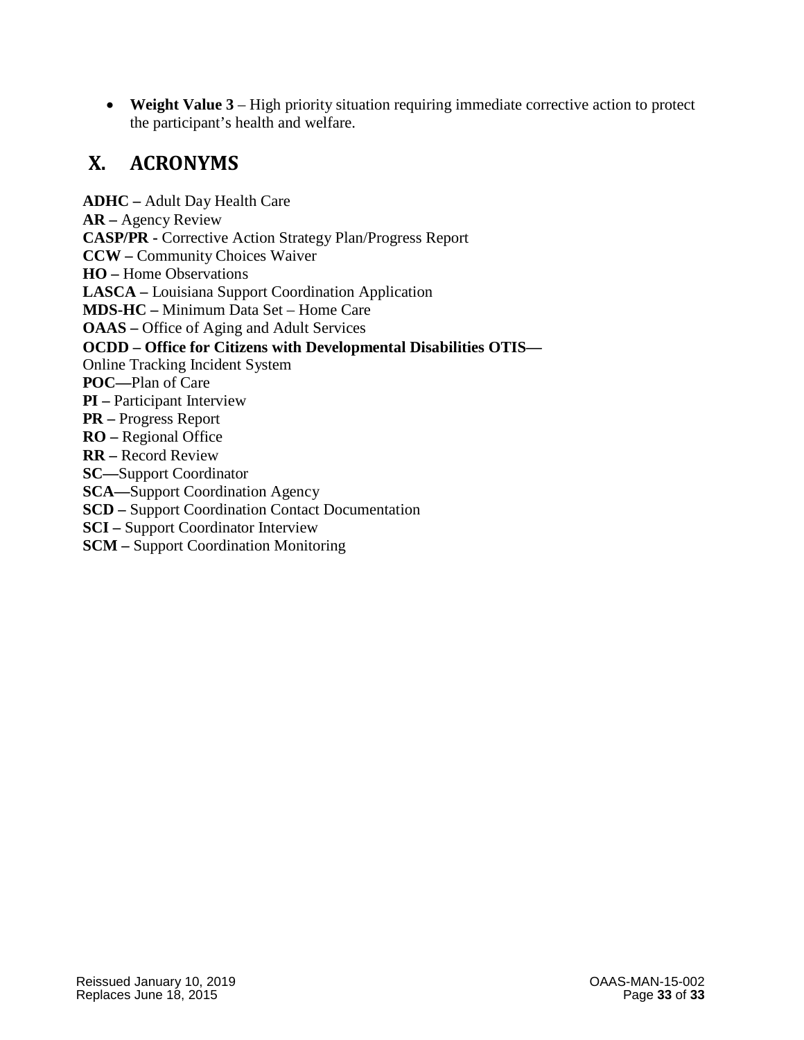- **Weight Value 3** – High priority situation requiring immediate corrective action to protect the participant's health and welfare.

# X. ACRONYMS

**ADHC –** Adult Day Health Care  
**AR –** Agency Review  
**CASP/PR -** Corrective Action Strategy Plan/Progress Report  
**CCW –** Community Choices Waiver  
**HO –** Home Observations  
**LASCA –** Louisiana Support Coordination Application  
**MDS-HC –** Minimum Data Set – Home Care  
**OAAS –** Office of Aging and Adult Services  
**OCDD – Office for Citizens with Developmental Disabilities OTIS—**  
Online Tracking Incident System  
**POC—**Plan of Care  
**PI –** Participant Interview  
**PR –** Progress Report  
**RO –** Regional Office  
**RR –** Record Review  
**SC—**Support Coordinator  
**SCA—**Support Coordination Agency  
**SCD –** Support Coordination Contact Documentation  
**SCI –** Support Coordinator Interview  
**SCM –** Support Coordination Monitoring